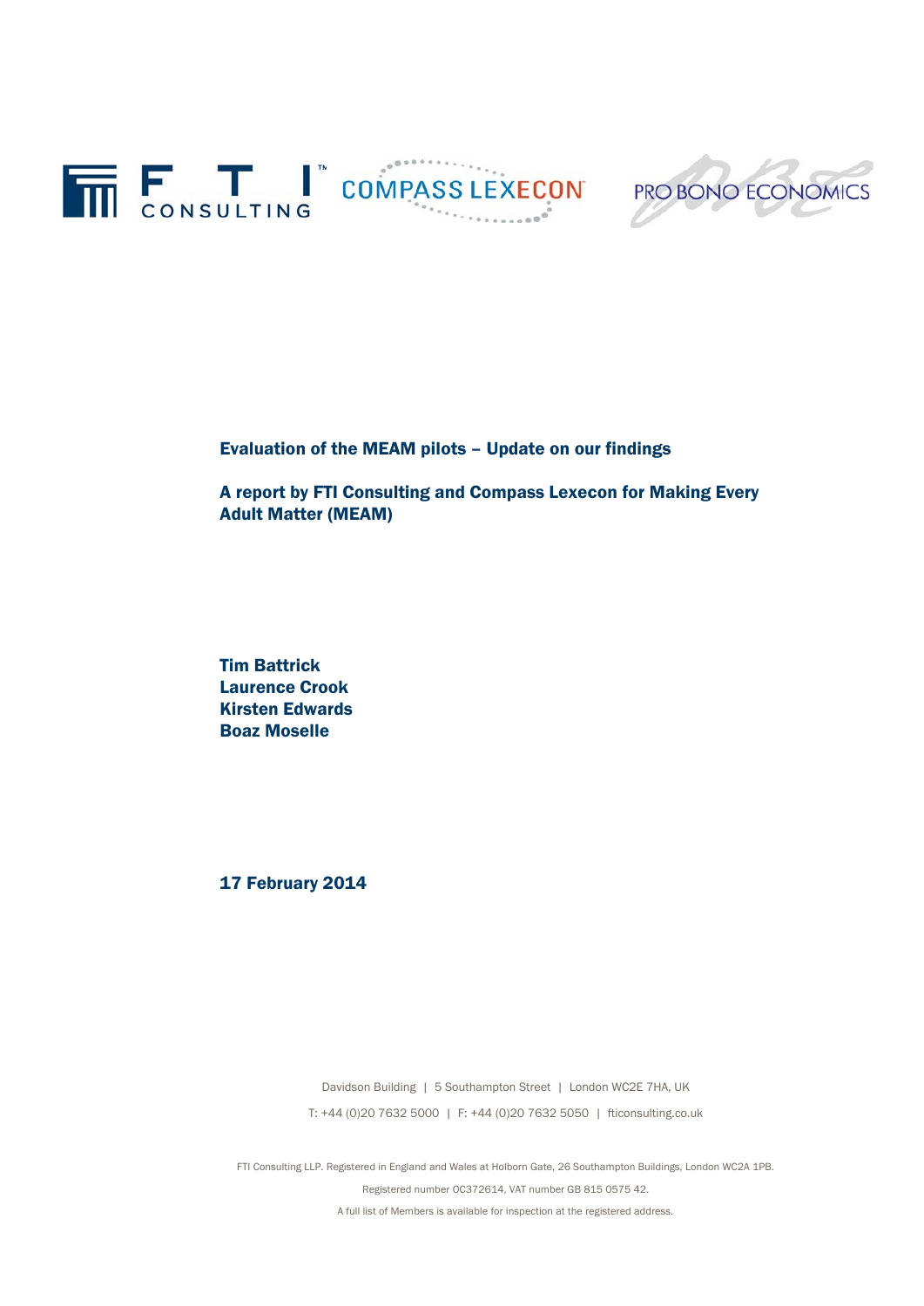FTI CONSULTING    COMPASS LEXECON    PRO BONO ECONOMICS

# Evaluation of the MEAM pilots – Update on our findings

## A report by FTI Consulting and Compass Lexecon for Making Every Adult Matter (MEAM)

**Tim Battrick**
**Laurence Crook**
**Kirsten Edwards**
**Boaz Moselle**

**17 February 2014**

Davidson Building | 5 Southampton Street | London WC2E 7HA, UK

T: +44 (0)20 7632 5000 | F: +44 (0)20 7632 5050 | fticonsulting.co.uk

FTI Consulting LLP. Registered in England and Wales at Holborn Gate, 26 Southampton Buildings, London WC2A 1PB.

Registered number OC372614, VAT number GB 815 0575 42.

A full list of Members is available for inspection at the registered address.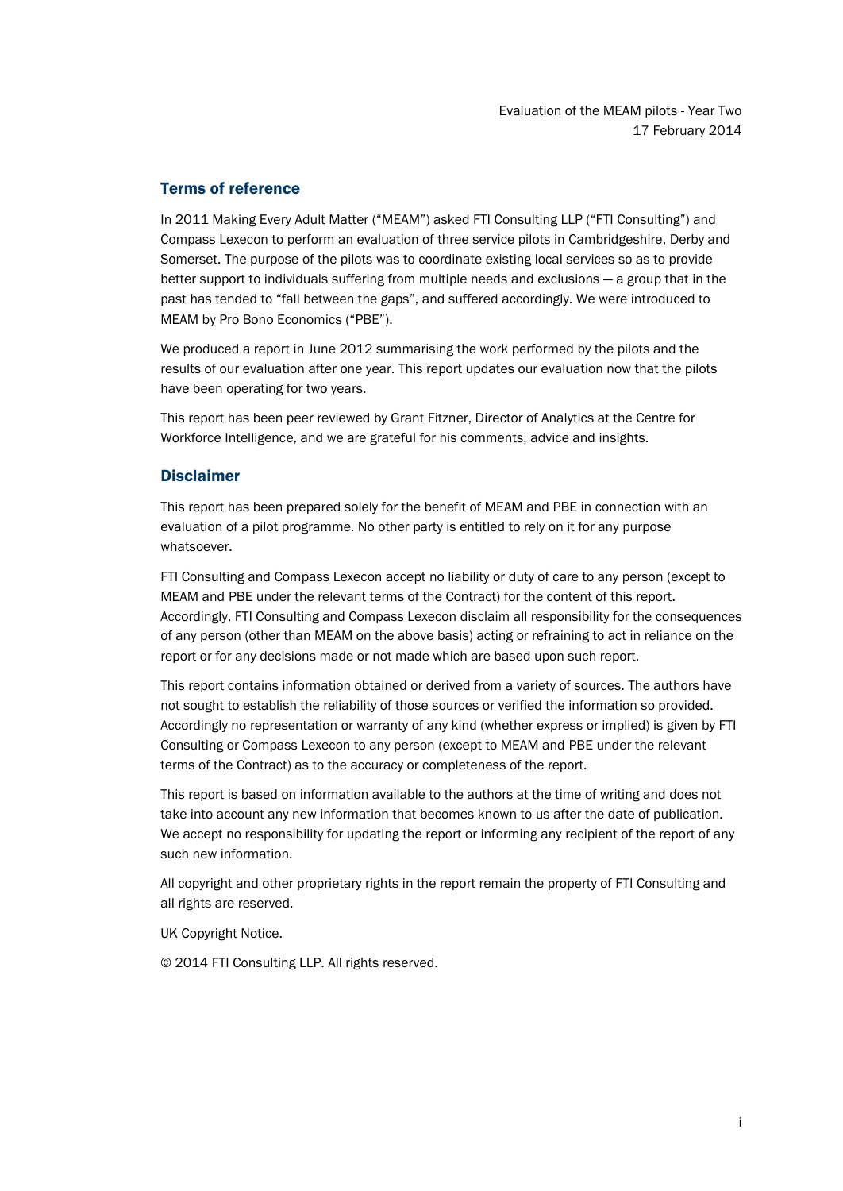## Terms of reference

In 2011 Making Every Adult Matter ("MEAM") asked FTI Consulting LLP ("FTI Consulting") and Compass Lexecon to perform an evaluation of three service pilots in Cambridgeshire, Derby and Somerset. The purpose of the pilots was to coordinate existing local services so as to provide better support to individuals suffering from multiple needs and exclusions — a group that in the past has tended to "fall between the gaps", and suffered accordingly. We were introduced to MEAM by Pro Bono Economics ("PBE").

We produced a report in June 2012 summarising the work performed by the pilots and the results of our evaluation after one year. This report updates our evaluation now that the pilots have been operating for two years.

This report has been peer reviewed by Grant Fitzner, Director of Analytics at the Centre for Workforce Intelligence, and we are grateful for his comments, advice and insights.

## Disclaimer

This report has been prepared solely for the benefit of MEAM and PBE in connection with an evaluation of a pilot programme. No other party is entitled to rely on it for any purpose whatsoever.

FTI Consulting and Compass Lexecon accept no liability or duty of care to any person (except to MEAM and PBE under the relevant terms of the Contract) for the content of this report. Accordingly, FTI Consulting and Compass Lexecon disclaim all responsibility for the consequences of any person (other than MEAM on the above basis) acting or refraining to act in reliance on the report or for any decisions made or not made which are based upon such report.

This report contains information obtained or derived from a variety of sources. The authors have not sought to establish the reliability of those sources or verified the information so provided. Accordingly no representation or warranty of any kind (whether express or implied) is given by FTI Consulting or Compass Lexecon to any person (except to MEAM and PBE under the relevant terms of the Contract) as to the accuracy or completeness of the report.

This report is based on information available to the authors at the time of writing and does not take into account any new information that becomes known to us after the date of publication. We accept no responsibility for updating the report or informing any recipient of the report of any such new information.

All copyright and other proprietary rights in the report remain the property of FTI Consulting and all rights are reserved.

UK Copyright Notice.

© 2014 FTI Consulting LLP. All rights reserved.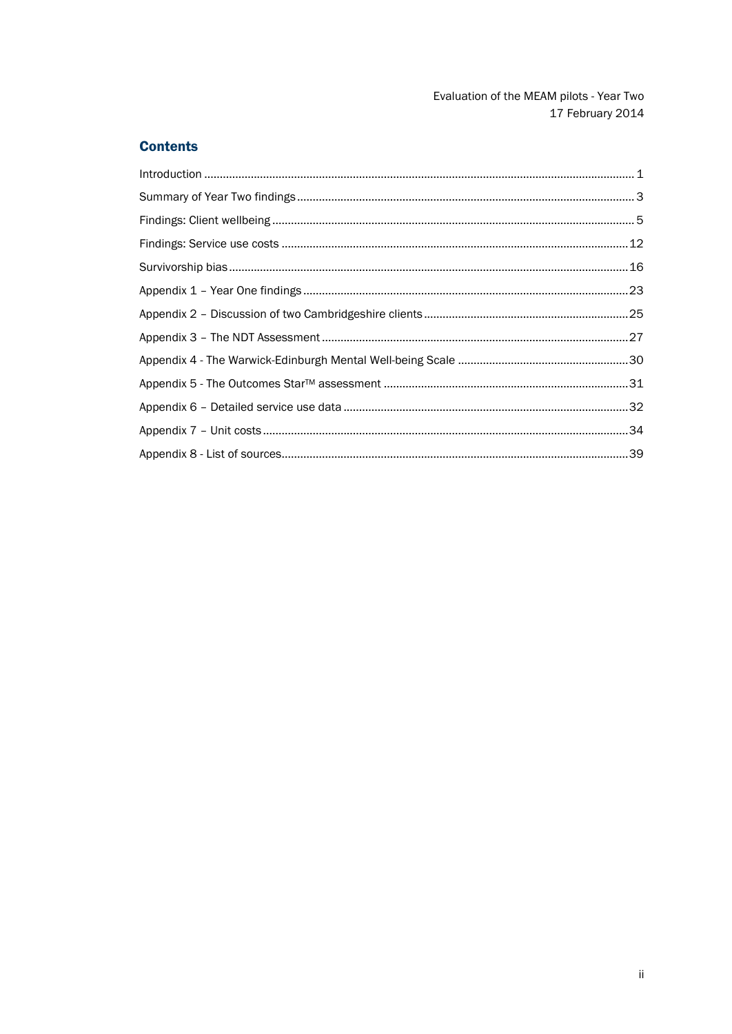## Contents

Introduction ........................................................................................................................ 1

Summary of Year Two findings ............................................................................................ 3

Findings: Client wellbeing .................................................................................................... 5

Findings: Service use costs ............................................................................................... 12

Survivorship bias ................................................................................................................ 16

Appendix 1 – Year One findings ........................................................................................ 23

Appendix 2 – Discussion of two Cambridgeshire clients .................................................. 25

Appendix 3 – The NDT Assessment .................................................................................. 27

Appendix 4 - The Warwick-Edinburgh Mental Well-being Scale ....................................... 30

Appendix 5 - The Outcomes Star™ assessment .............................................................. 31

Appendix 6 – Detailed service use data ........................................................................... 32

Appendix 7 – Unit costs ..................................................................................................... 34

Appendix 8 - List of sources ............................................................................................... 39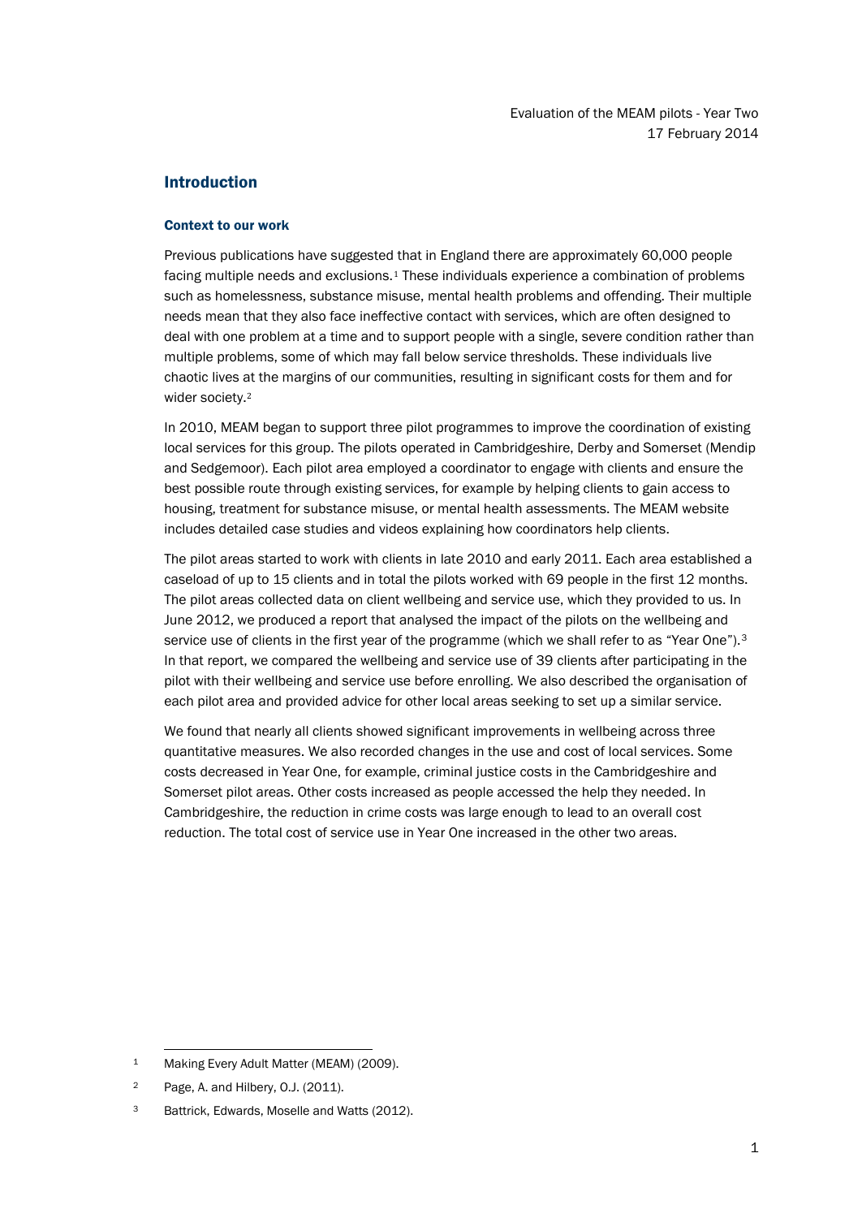## Introduction

### Context to our work

Previous publications have suggested that in England there are approximately 60,000 people facing multiple needs and exclusions.[1] These individuals experience a combination of problems such as homelessness, substance misuse, mental health problems and offending. Their multiple needs mean that they also face ineffective contact with services, which are often designed to deal with one problem at a time and to support people with a single, severe condition rather than multiple problems, some of which may fall below service thresholds. These individuals live chaotic lives at the margins of our communities, resulting in significant costs for them and for wider society.[2]

In 2010, MEAM began to support three pilot programmes to improve the coordination of existing local services for this group. The pilots operated in Cambridgeshire, Derby and Somerset (Mendip and Sedgemoor). Each pilot area employed a coordinator to engage with clients and ensure the best possible route through existing services, for example by helping clients to gain access to housing, treatment for substance misuse, or mental health assessments. The MEAM website includes detailed case studies and videos explaining how coordinators help clients.

The pilot areas started to work with clients in late 2010 and early 2011. Each area established a caseload of up to 15 clients and in total the pilots worked with 69 people in the first 12 months. The pilot areas collected data on client wellbeing and service use, which they provided to us. In June 2012, we produced a report that analysed the impact of the pilots on the wellbeing and service use of clients in the first year of the programme (which we shall refer to as "Year One").[3] In that report, we compared the wellbeing and service use of 39 clients after participating in the pilot with their wellbeing and service use before enrolling. We also described the organisation of each pilot area and provided advice for other local areas seeking to set up a similar service.

We found that nearly all clients showed significant improvements in wellbeing across three quantitative measures. We also recorded changes in the use and cost of local services. Some costs decreased in Year One, for example, criminal justice costs in the Cambridgeshire and Somerset pilot areas. Other costs increased as people accessed the help they needed. In Cambridgeshire, the reduction in crime costs was large enough to lead to an overall cost reduction. The total cost of service use in Year One increased in the other two areas.

---

[1] Making Every Adult Matter (MEAM) (2009).

[2] Page, A. and Hilbery, O.J. (2011).

[3] Battrick, Edwards, Moselle and Watts (2012).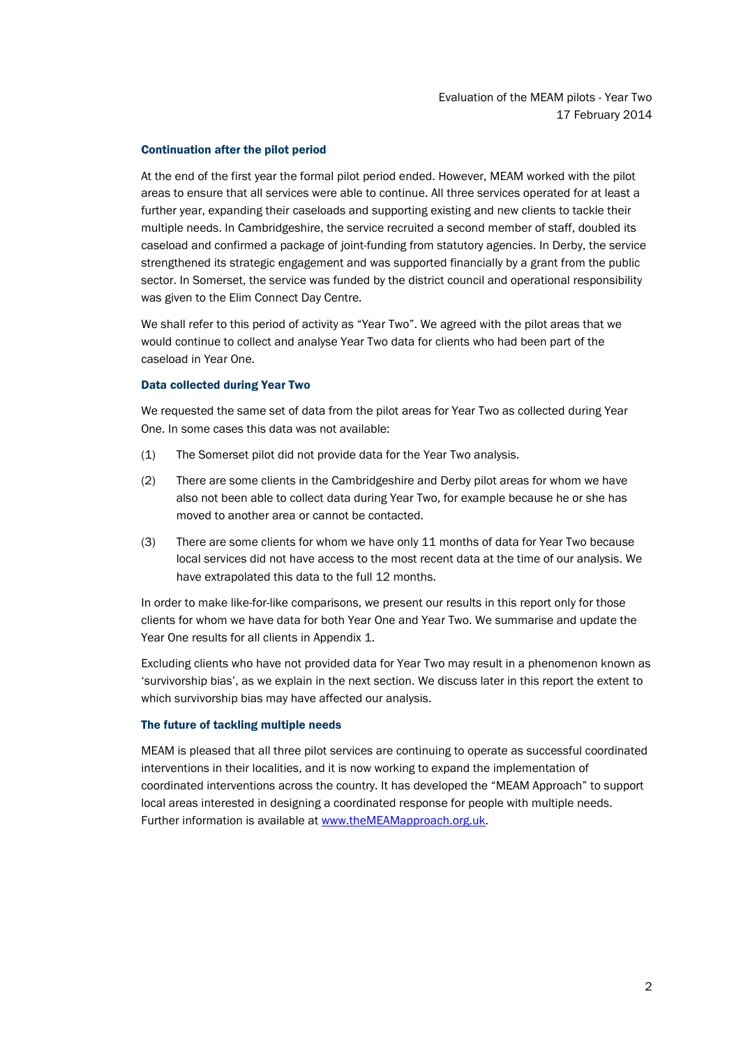### Continuation after the pilot period

At the end of the first year the formal pilot period ended. However, MEAM worked with the pilot areas to ensure that all services were able to continue. All three services operated for at least a further year, expanding their caseloads and supporting existing and new clients to tackle their multiple needs. In Cambridgeshire, the service recruited a second member of staff, doubled its caseload and confirmed a package of joint-funding from statutory agencies. In Derby, the service strengthened its strategic engagement and was supported financially by a grant from the public sector. In Somerset, the service was funded by the district council and operational responsibility was given to the Elim Connect Day Centre.

We shall refer to this period of activity as “Year Two”. We agreed with the pilot areas that we would continue to collect and analyse Year Two data for clients who had been part of the caseload in Year One.

### Data collected during Year Two

We requested the same set of data from the pilot areas for Year Two as collected during Year One. In some cases this data was not available:

(1) The Somerset pilot did not provide data for the Year Two analysis.

(2) There are some clients in the Cambridgeshire and Derby pilot areas for whom we have also not been able to collect data during Year Two, for example because he or she has moved to another area or cannot be contacted.

(3) There are some clients for whom we have only 11 months of data for Year Two because local services did not have access to the most recent data at the time of our analysis. We have extrapolated this data to the full 12 months.

In order to make like-for-like comparisons, we present our results in this report only for those clients for whom we have data for both Year One and Year Two. We summarise and update the Year One results for all clients in Appendix 1.

Excluding clients who have not provided data for Year Two may result in a phenomenon known as ‘survivorship bias’, as we explain in the next section. We discuss later in this report the extent to which survivorship bias may have affected our analysis.

### The future of tackling multiple needs

MEAM is pleased that all three pilot services are continuing to operate as successful coordinated interventions in their localities, and it is now working to expand the implementation of coordinated interventions across the country. It has developed the “MEAM Approach” to support local areas interested in designing a coordinated response for people with multiple needs. Further information is available at www.theMEAMapproach.org.uk.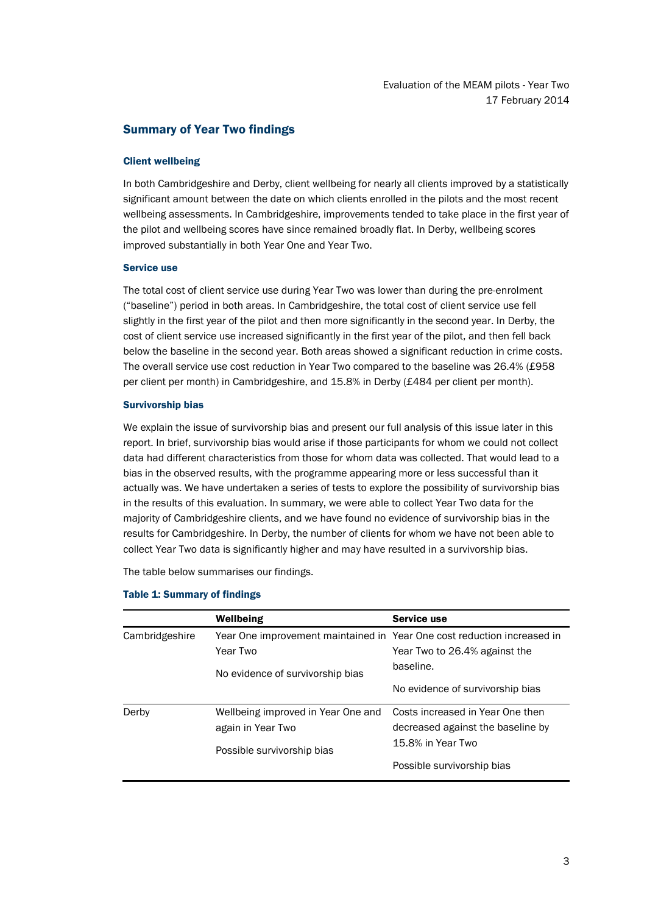## Summary of Year Two findings

### Client wellbeing

In both Cambridgeshire and Derby, client wellbeing for nearly all clients improved by a statistically significant amount between the date on which clients enrolled in the pilots and the most recent wellbeing assessments. In Cambridgeshire, improvements tended to take place in the first year of the pilot and wellbeing scores have since remained broadly flat. In Derby, wellbeing scores improved substantially in both Year One and Year Two.

### Service use

The total cost of client service use during Year Two was lower than during the pre-enrolment ("baseline") period in both areas. In Cambridgeshire, the total cost of client service use fell slightly in the first year of the pilot and then more significantly in the second year. In Derby, the cost of client service use increased significantly in the first year of the pilot, and then fell back below the baseline in the second year. Both areas showed a significant reduction in crime costs. The overall service use cost reduction in Year Two compared to the baseline was 26.4% (£958 per client per month) in Cambridgeshire, and 15.8% in Derby (£484 per client per month).

### Survivorship bias

We explain the issue of survivorship bias and present our full analysis of this issue later in this report. In brief, survivorship bias would arise if those participants for whom we could not collect data had different characteristics from those for whom data was collected. That would lead to a bias in the observed results, with the programme appearing more or less successful than it actually was. We have undertaken a series of tests to explore the possibility of survivorship bias in the results of this evaluation. In summary, we were able to collect Year Two data for the majority of Cambridgeshire clients, and we have found no evidence of survivorship bias in the results for Cambridgeshire. In Derby, the number of clients for whom we have not been able to collect Year Two data is significantly higher and may have resulted in a survivorship bias.

The table below summarises our findings.

**Table 1: Summary of findings**

| | Wellbeing | Service use |
|---|---|---|
| Cambridgeshire | Year One improvement maintained in Year Two<br><br>No evidence of survivorship bias | Year One cost reduction increased in Year Two to 26.4% against the baseline.<br><br>No evidence of survivorship bias |
| Derby | Wellbeing improved in Year One and again in Year Two<br><br>Possible survivorship bias | Costs increased in Year One then decreased against the baseline by 15.8% in Year Two<br><br>Possible survivorship bias |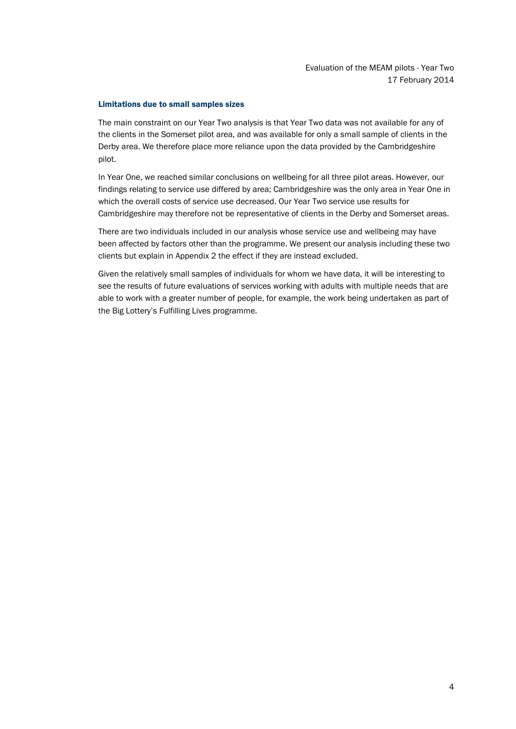### Limitations due to small samples sizes

The main constraint on our Year Two analysis is that Year Two data was not available for any of the clients in the Somerset pilot area, and was available for only a small sample of clients in the Derby area. We therefore place more reliance upon the data provided by the Cambridgeshire pilot.

In Year One, we reached similar conclusions on wellbeing for all three pilot areas. However, our findings relating to service use differed by area; Cambridgeshire was the only area in Year One in which the overall costs of service use decreased. Our Year Two service use results for Cambridgeshire may therefore not be representative of clients in the Derby and Somerset areas.

There are two individuals included in our analysis whose service use and wellbeing may have been affected by factors other than the programme. We present our analysis including these two clients but explain in Appendix 2 the effect if they are instead excluded.

Given the relatively small samples of individuals for whom we have data, it will be interesting to see the results of future evaluations of services working with adults with multiple needs that are able to work with a greater number of people, for example, the work being undertaken as part of the Big Lottery's Fulfilling Lives programme.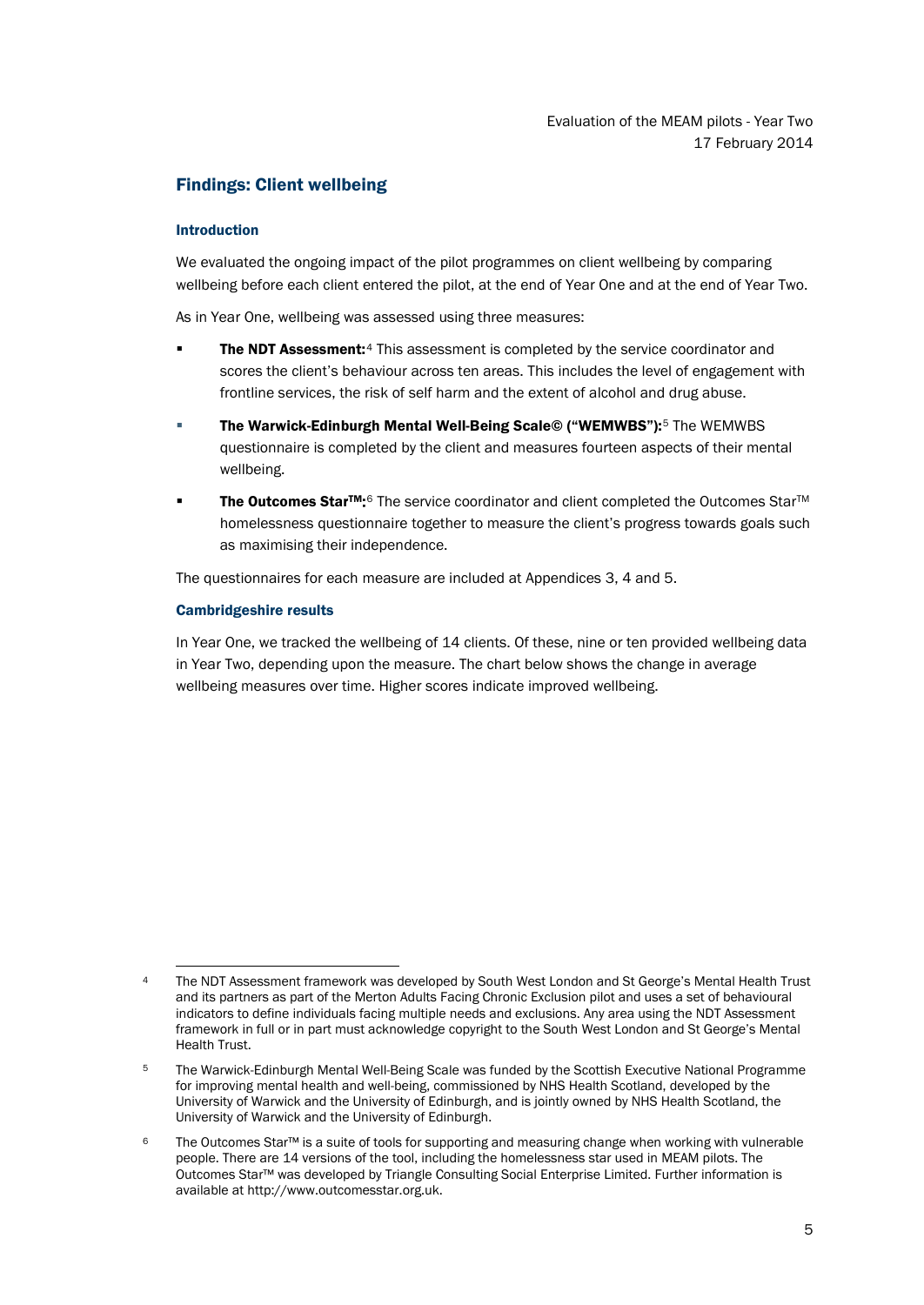## Findings: Client wellbeing

### Introduction

We evaluated the ongoing impact of the pilot programmes on client wellbeing by comparing wellbeing before each client entered the pilot, at the end of Year One and at the end of Year Two.

As in Year One, wellbeing was assessed using three measures:

- **The NDT Assessment:**[4] This assessment is completed by the service coordinator and scores the client's behaviour across ten areas. This includes the level of engagement with frontline services, the risk of self harm and the extent of alcohol and drug abuse.
- **The Warwick-Edinburgh Mental Well-Being Scale© ("WEMWBS"):**[5] The WEMWBS questionnaire is completed by the client and measures fourteen aspects of their mental wellbeing.
- **The Outcomes Star™:**[6] The service coordinator and client completed the Outcomes Star™ homelessness questionnaire together to measure the client's progress towards goals such as maximising their independence.

The questionnaires for each measure are included at Appendices 3, 4 and 5.

### Cambridgeshire results

In Year One, we tracked the wellbeing of 14 clients. Of these, nine or ten provided wellbeing data in Year Two, depending upon the measure. The chart below shows the change in average wellbeing measures over time. Higher scores indicate improved wellbeing.

---

[4] The NDT Assessment framework was developed by South West London and St George's Mental Health Trust and its partners as part of the Merton Adults Facing Chronic Exclusion pilot and uses a set of behavioural indicators to define individuals facing multiple needs and exclusions. Any area using the NDT Assessment framework in full or in part must acknowledge copyright to the South West London and St George's Mental Health Trust.

[5] The Warwick-Edinburgh Mental Well-Being Scale was funded by the Scottish Executive National Programme for improving mental health and well-being, commissioned by NHS Health Scotland, developed by the University of Warwick and the University of Edinburgh, and is jointly owned by NHS Health Scotland, the University of Warwick and the University of Edinburgh.

[6] The Outcomes Star™ is a suite of tools for supporting and measuring change when working with vulnerable people. There are 14 versions of the tool, including the homelessness star used in MEAM pilots. The Outcomes Star™ was developed by Triangle Consulting Social Enterprise Limited. Further information is available at http://www.outcomesstar.org.uk.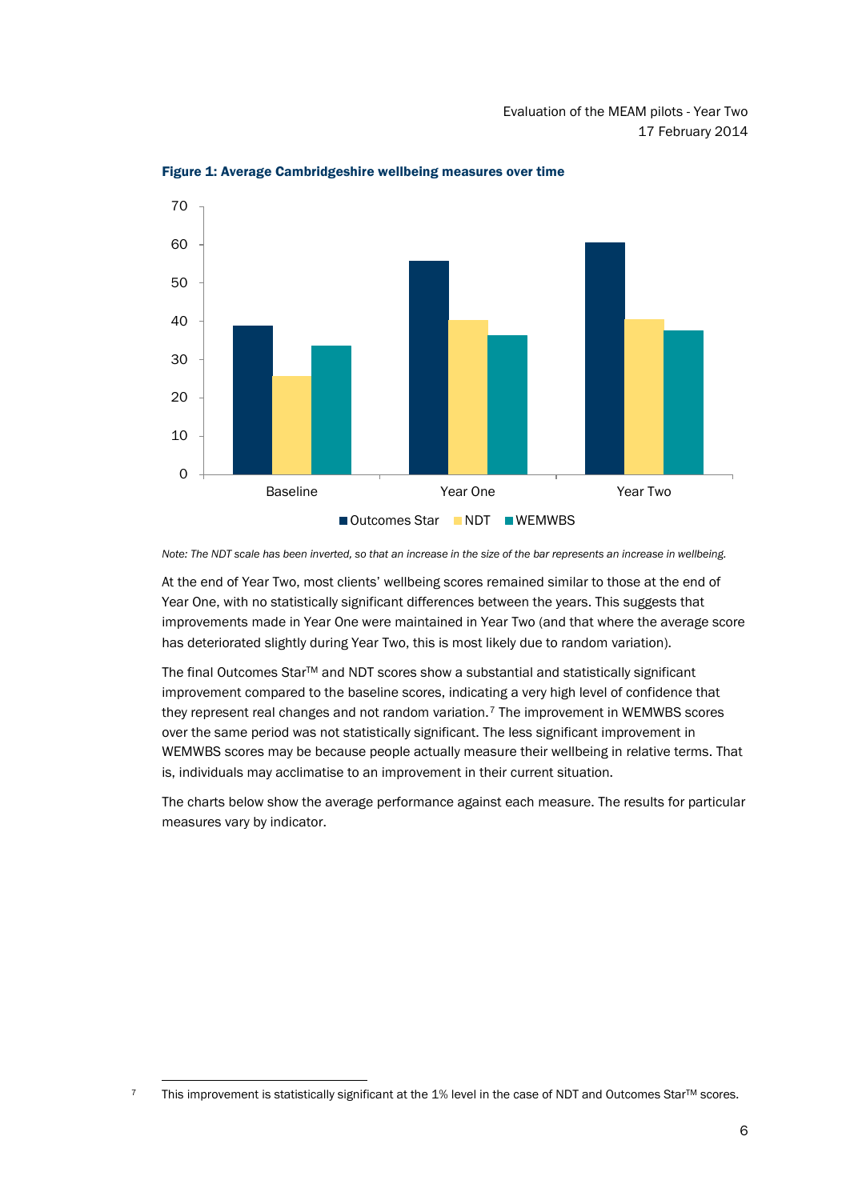**Figure 1: Average Cambridgeshire wellbeing measures over time**

*Note: The NDT scale has been inverted, so that an increase in the size of the bar represents an increase in wellbeing.*

At the end of Year Two, most clients' wellbeing scores remained similar to those at the end of Year One, with no statistically significant differences between the years. This suggests that improvements made in Year One were maintained in Year Two (and that where the average score has deteriorated slightly during Year Two, this is most likely due to random variation).

The final Outcomes Star™ and NDT scores show a substantial and statistically significant improvement compared to the baseline scores, indicating a very high level of confidence that they represent real changes and not random variation.[7] The improvement in WEMWBS scores over the same period was not statistically significant. The less significant improvement in WEMWBS scores may be because people actually measure their wellbeing in relative terms. That is, individuals may acclimatise to an improvement in their current situation.

The charts below show the average performance against each measure. The results for particular measures vary by indicator.

---

[7] This improvement is statistically significant at the 1% level in the case of NDT and Outcomes Star™ scores.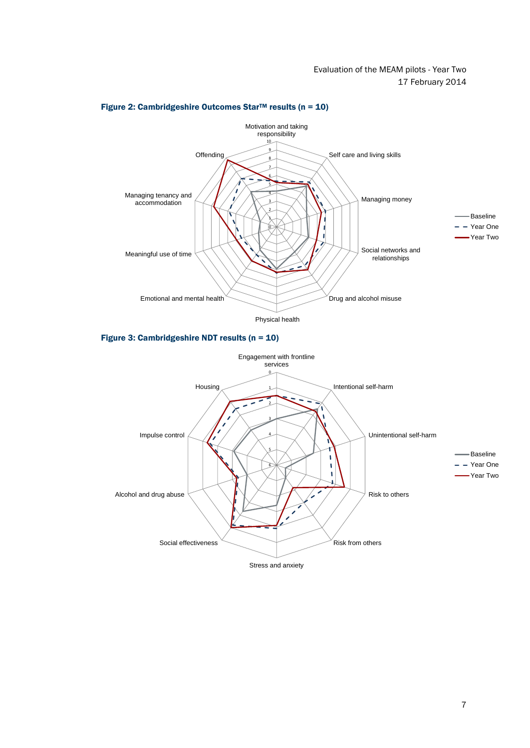**Figure 2: Cambridgeshire Outcomes Star™ results (n = 10)**

**Figure 3: Cambridgeshire NDT results (n = 10)**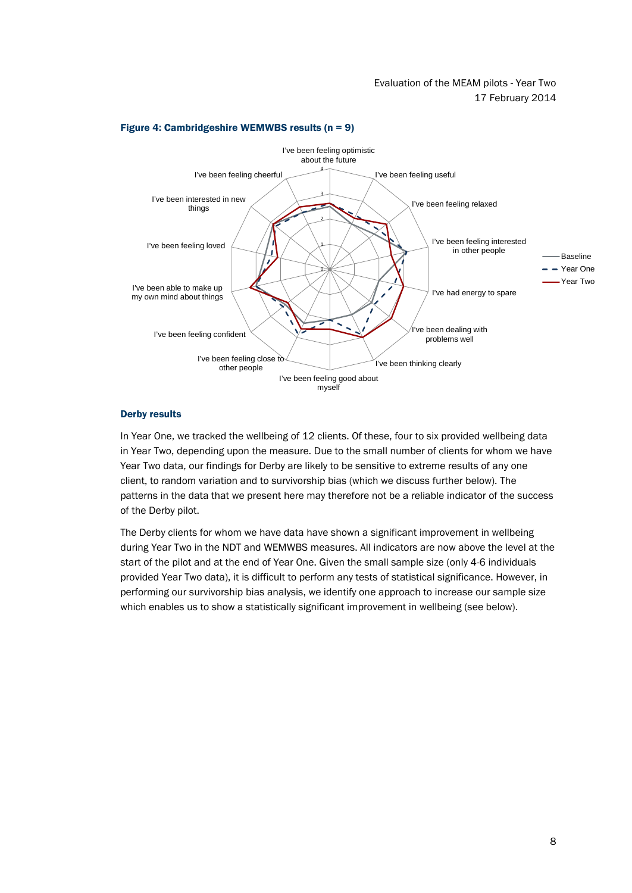**Figure 4: Cambridgeshire WEMWBS results (n = 9)**

### Derby results

In Year One, we tracked the wellbeing of 12 clients. Of these, four to six provided wellbeing data in Year Two, depending upon the measure. Due to the small number of clients for whom we have Year Two data, our findings for Derby are likely to be sensitive to extreme results of any one client, to random variation and to survivorship bias (which we discuss further below). The patterns in the data that we present here may therefore not be a reliable indicator of the success of the Derby pilot.

The Derby clients for whom we have data have shown a significant improvement in wellbeing during Year Two in the NDT and WEMWBS measures. All indicators are now above the level at the start of the pilot and at the end of Year One. Given the small sample size (only 4-6 individuals provided Year Two data), it is difficult to perform any tests of statistical significance. However, in performing our survivorship bias analysis, we identify one approach to increase our sample size which enables us to show a statistically significant improvement in wellbeing (see below).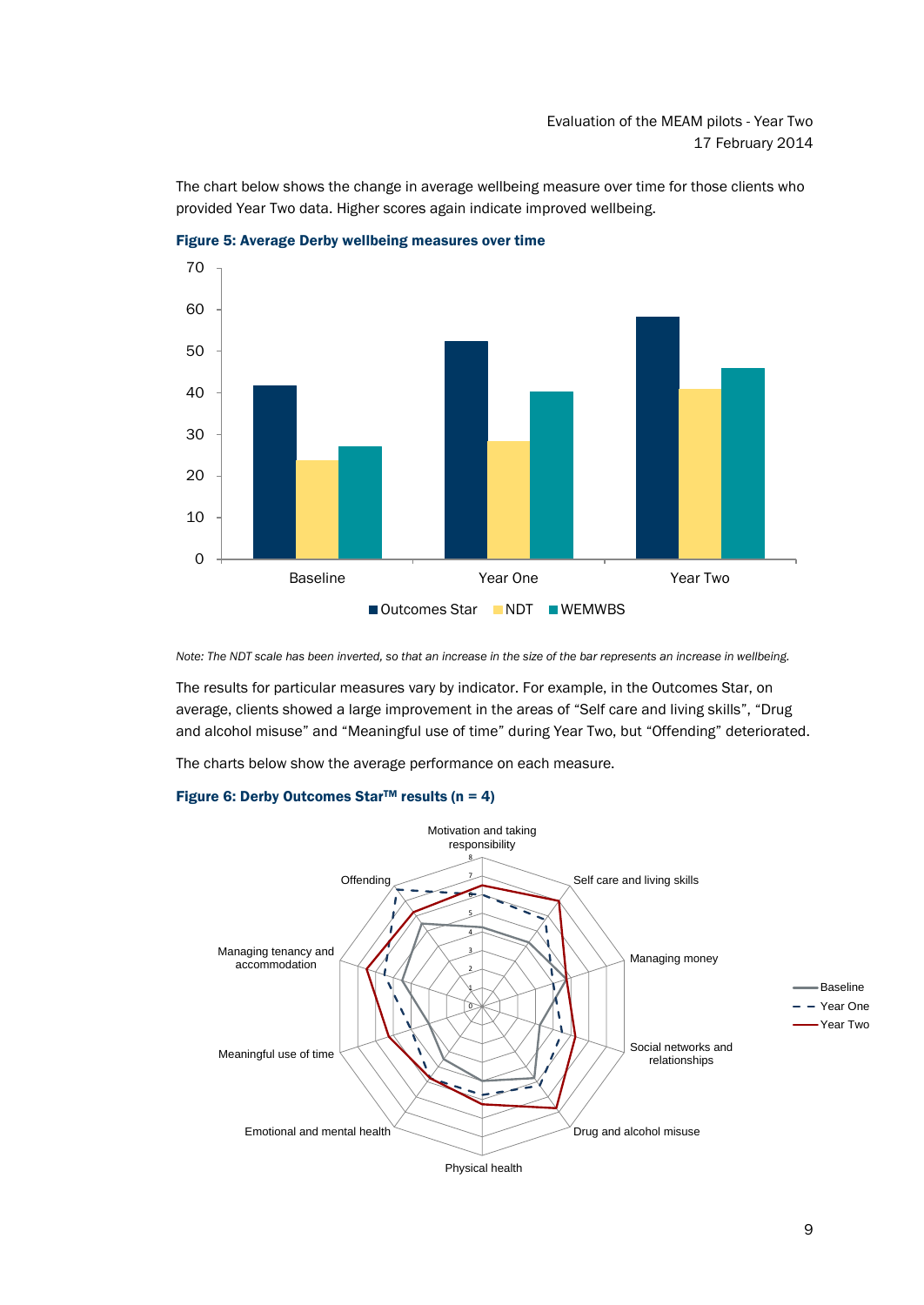The chart below shows the change in average wellbeing measure over time for those clients who provided Year Two data. Higher scores again indicate improved wellbeing.

**Figure 5: Average Derby wellbeing measures over time**

*Note: The NDT scale has been inverted, so that an increase in the size of the bar represents an increase in wellbeing.*

The results for particular measures vary by indicator. For example, in the Outcomes Star, on average, clients showed a large improvement in the areas of “Self care and living skills”, “Drug and alcohol misuse” and “Meaningful use of time” during Year Two, but “Offending” deteriorated.

The charts below show the average performance on each measure.

**Figure 6: Derby Outcomes Star$^{TM}$ results (n = 4)**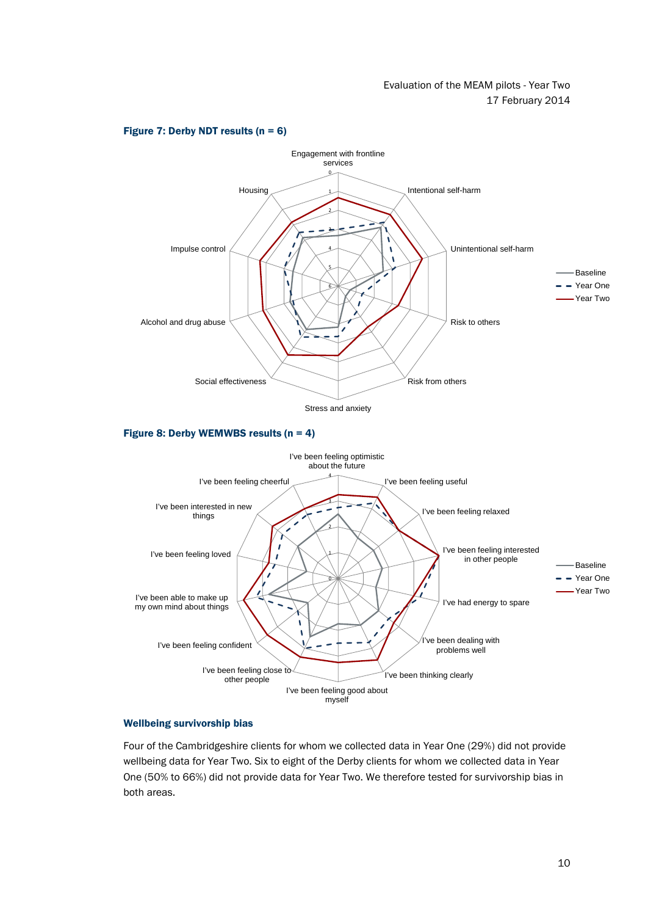**Figure 7: Derby NDT results (n = 6)**

**Figure 8: Derby WEMWBS results (n = 4)**

### Wellbeing survivorship bias

Four of the Cambridgeshire clients for whom we collected data in Year One (29%) did not provide wellbeing data for Year Two. Six to eight of the Derby clients for whom we collected data in Year One (50% to 66%) did not provide data for Year Two. We therefore tested for survivorship bias in both areas.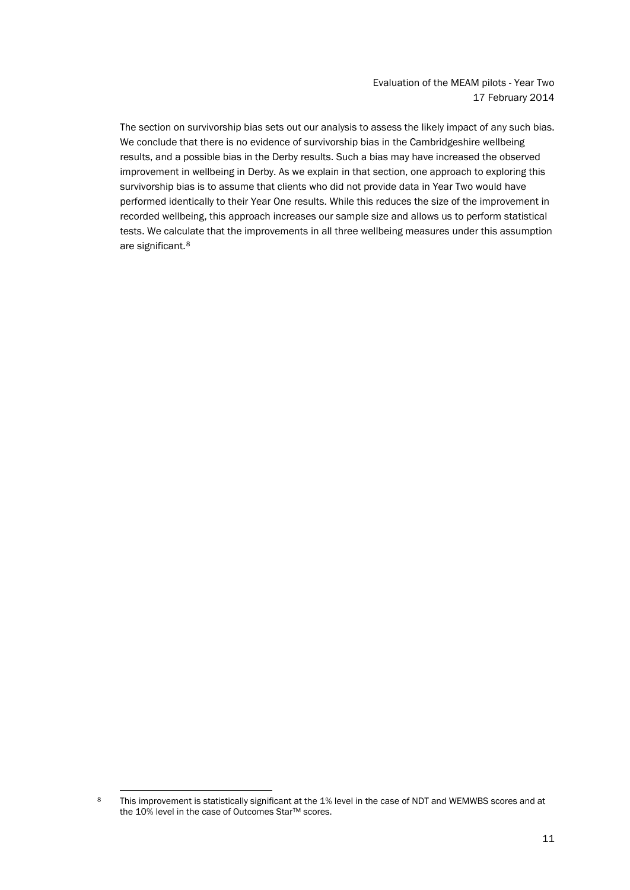The section on survivorship bias sets out our analysis to assess the likely impact of any such bias. We conclude that there is no evidence of survivorship bias in the Cambridgeshire wellbeing results, and a possible bias in the Derby results. Such a bias may have increased the observed improvement in wellbeing in Derby. As we explain in that section, one approach to exploring this survivorship bias is to assume that clients who did not provide data in Year Two would have performed identically to their Year One results. While this reduces the size of the improvement in recorded wellbeing, this approach increases our sample size and allows us to perform statistical tests. We calculate that the improvements in all three wellbeing measures under this assumption are significant.[8]

---

[8] This improvement is statistically significant at the 1% level in the case of NDT and WEMWBS scores and at the 10% level in the case of Outcomes Star™ scores.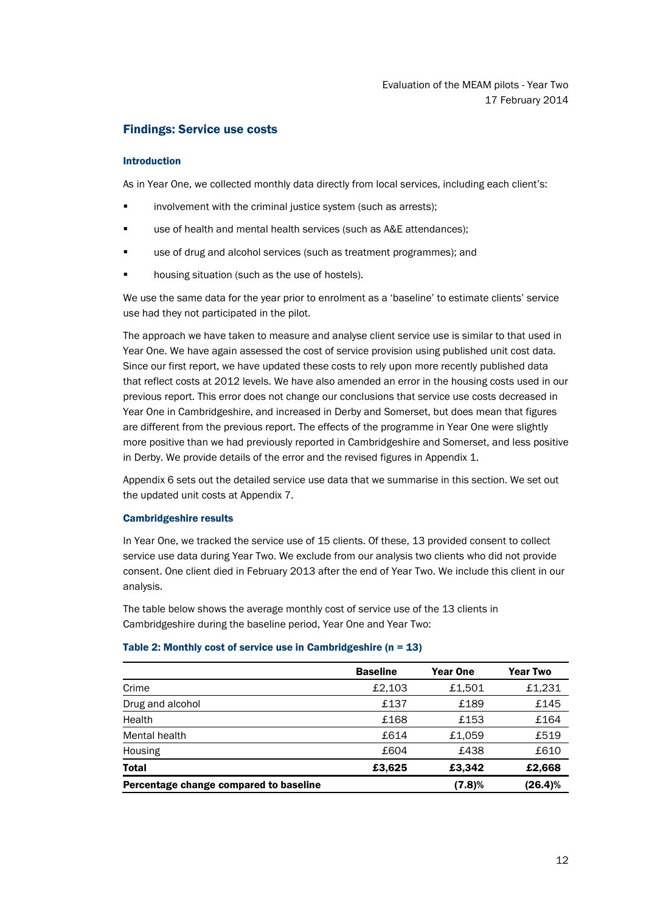## Findings: Service use costs

### Introduction

As in Year One, we collected monthly data directly from local services, including each client's:

- involvement with the criminal justice system (such as arrests);
- use of health and mental health services (such as A&E attendances);
- use of drug and alcohol services (such as treatment programmes); and
- housing situation (such as the use of hostels).

We use the same data for the year prior to enrolment as a 'baseline' to estimate clients' service use had they not participated in the pilot.

The approach we have taken to measure and analyse client service use is similar to that used in Year One. We have again assessed the cost of service provision using published unit cost data. Since our first report, we have updated these costs to rely upon more recently published data that reflect costs at 2012 levels. We have also amended an error in the housing costs used in our previous report. This error does not change our conclusions that service use costs decreased in Year One in Cambridgeshire, and increased in Derby and Somerset, but does mean that figures are different from the previous report. The effects of the programme in Year One were slightly more positive than we had previously reported in Cambridgeshire and Somerset, and less positive in Derby. We provide details of the error and the revised figures in Appendix 1.

Appendix 6 sets out the detailed service use data that we summarise in this section. We set out the updated unit costs at Appendix 7.

### Cambridgeshire results

In Year One, we tracked the service use of 15 clients. Of these, 13 provided consent to collect service use data during Year Two. We exclude from our analysis two clients who did not provide consent. One client died in February 2013 after the end of Year Two. We include this client in our analysis.

The table below shows the average monthly cost of service use of the 13 clients in Cambridgeshire during the baseline period, Year One and Year Two:

**Table 2: Monthly cost of service use in Cambridgeshire (n = 13)**

| | Baseline | Year One | Year Two |
|---|---|---|---|
| Crime | £2,103 | £1,501 | £1,231 |
| Drug and alcohol | £137 | £189 | £145 |
| Health | £168 | £153 | £164 |
| Mental health | £614 | £1,059 | £519 |
| Housing | £604 | £438 | £610 |
| **Total** | **£3,625** | **£3,342** | **£2,668** |
| **Percentage change compared to baseline** | | **(7.8)%** | **(26.4)%** |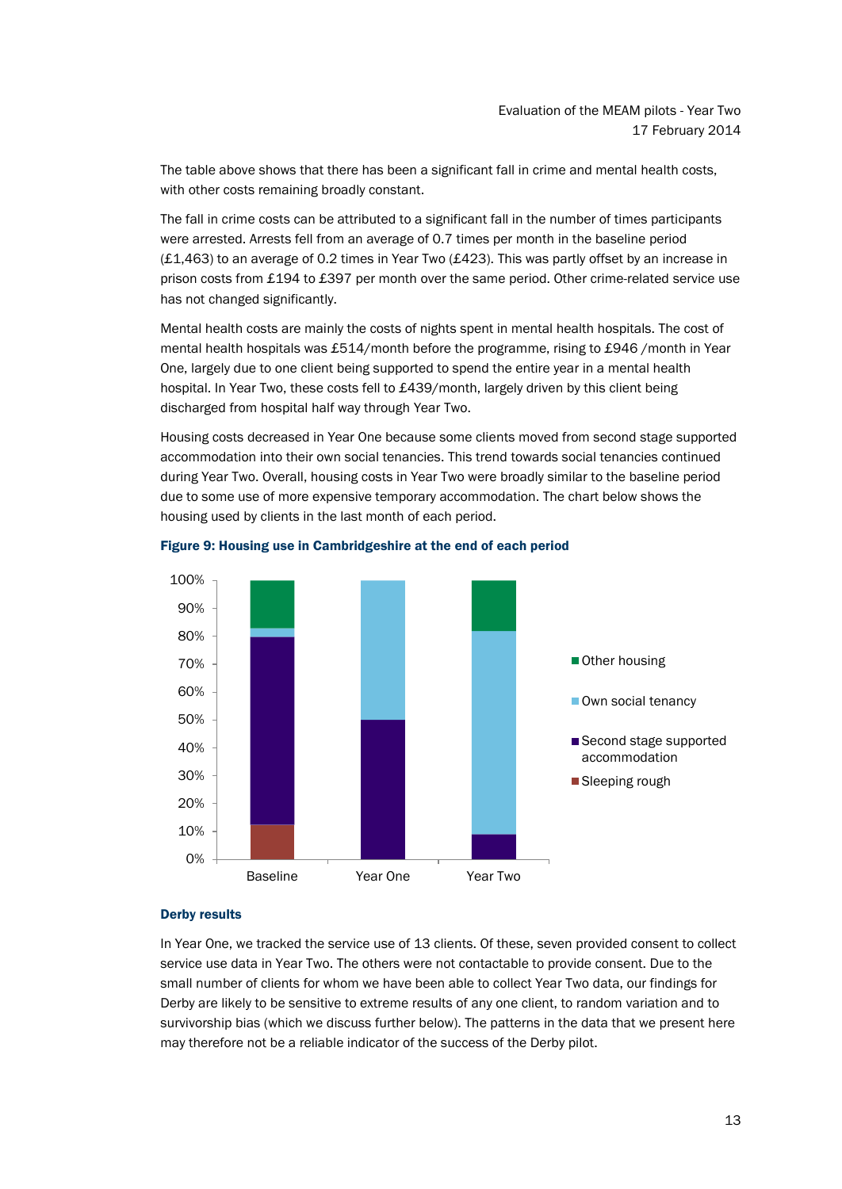The table above shows that there has been a significant fall in crime and mental health costs, with other costs remaining broadly constant.

The fall in crime costs can be attributed to a significant fall in the number of times participants were arrested. Arrests fell from an average of 0.7 times per month in the baseline period (£1,463) to an average of 0.2 times in Year Two (£423). This was partly offset by an increase in prison costs from £194 to £397 per month over the same period. Other crime-related service use has not changed significantly.

Mental health costs are mainly the costs of nights spent in mental health hospitals. The cost of mental health hospitals was £514/month before the programme, rising to £946 /month in Year One, largely due to one client being supported to spend the entire year in a mental health hospital. In Year Two, these costs fell to £439/month, largely driven by this client being discharged from hospital half way through Year Two.

Housing costs decreased in Year One because some clients moved from second stage supported accommodation into their own social tenancies. This trend towards social tenancies continued during Year Two. Overall, housing costs in Year Two were broadly similar to the baseline period due to some use of more expensive temporary accommodation. The chart below shows the housing used by clients in the last month of each period.

**Figure 9: Housing use in Cambridgeshire at the end of each period**

### Derby results

In Year One, we tracked the service use of 13 clients. Of these, seven provided consent to collect service use data in Year Two. The others were not contactable to provide consent. Due to the small number of clients for whom we have been able to collect Year Two data, our findings for Derby are likely to be sensitive to extreme results of any one client, to random variation and to survivorship bias (which we discuss further below). The patterns in the data that we present here may therefore not be a reliable indicator of the success of the Derby pilot.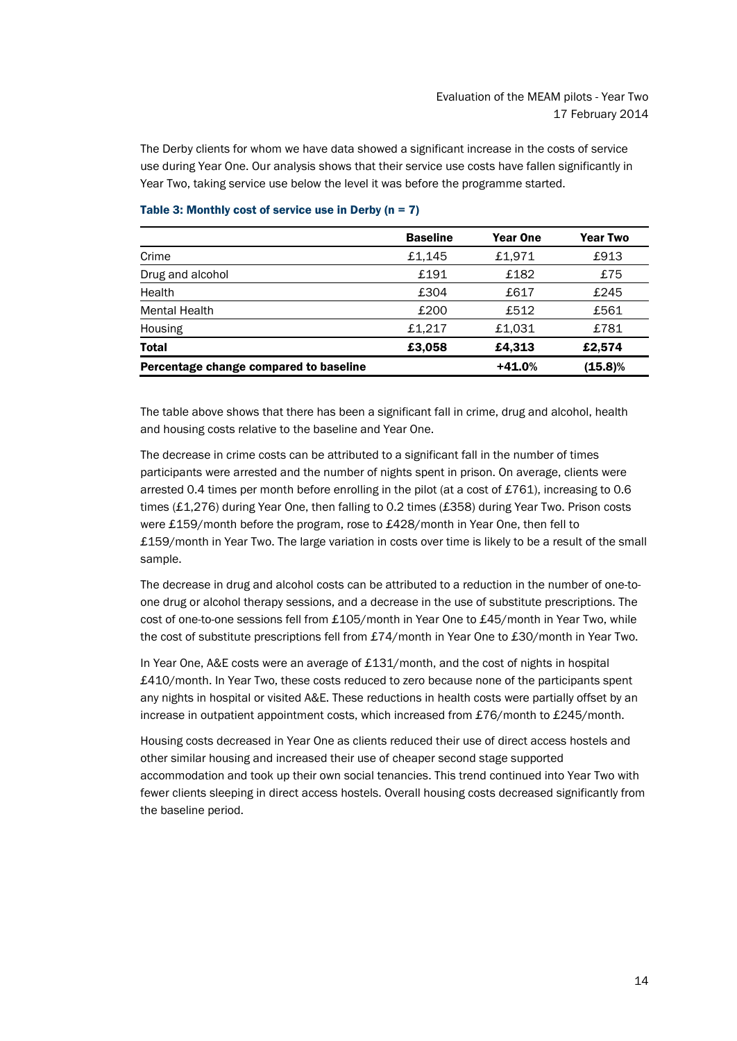The Derby clients for whom we have data showed a significant increase in the costs of service use during Year One. Our analysis shows that their service use costs have fallen significantly in Year Two, taking service use below the level it was before the programme started.

**Table 3: Monthly cost of service use in Derby (n = 7)**

| | Baseline | Year One | Year Two |
|---|---|---|---|
| Crime | £1,145 | £1,971 | £913 |
| Drug and alcohol | £191 | £182 | £75 |
| Health | £304 | £617 | £245 |
| Mental Health | £200 | £512 | £561 |
| Housing | £1,217 | £1,031 | £781 |
| **Total** | **£3,058** | **£4,313** | **£2,574** |
| **Percentage change compared to baseline** | | **+41.0%** | **(15.8)%** |

The table above shows that there has been a significant fall in crime, drug and alcohol, health and housing costs relative to the baseline and Year One.

The decrease in crime costs can be attributed to a significant fall in the number of times participants were arrested and the number of nights spent in prison. On average, clients were arrested 0.4 times per month before enrolling in the pilot (at a cost of £761), increasing to 0.6 times (£1,276) during Year One, then falling to 0.2 times (£358) during Year Two. Prison costs were £159/month before the program, rose to £428/month in Year One, then fell to £159/month in Year Two. The large variation in costs over time is likely to be a result of the small sample.

The decrease in drug and alcohol costs can be attributed to a reduction in the number of one-to-one drug or alcohol therapy sessions, and a decrease in the use of substitute prescriptions. The cost of one-to-one sessions fell from £105/month in Year One to £45/month in Year Two, while the cost of substitute prescriptions fell from £74/month in Year One to £30/month in Year Two.

In Year One, A&E costs were an average of £131/month, and the cost of nights in hospital £410/month. In Year Two, these costs reduced to zero because none of the participants spent any nights in hospital or visited A&E. These reductions in health costs were partially offset by an increase in outpatient appointment costs, which increased from £76/month to £245/month.

Housing costs decreased in Year One as clients reduced their use of direct access hostels and other similar housing and increased their use of cheaper second stage supported accommodation and took up their own social tenancies. This trend continued into Year Two with fewer clients sleeping in direct access hostels. Overall housing costs decreased significantly from the baseline period.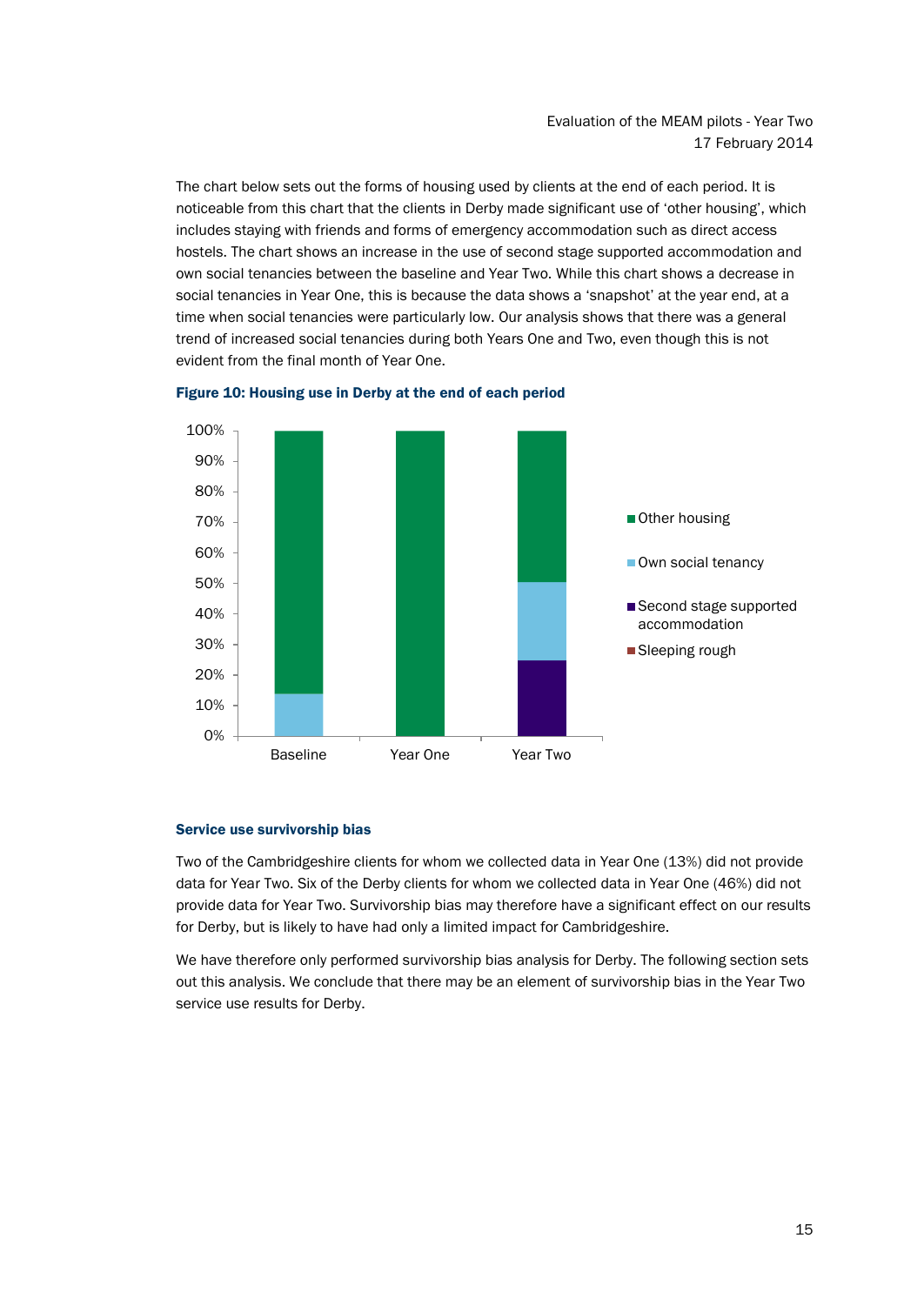The chart below sets out the forms of housing used by clients at the end of each period. It is noticeable from this chart that the clients in Derby made significant use of 'other housing', which includes staying with friends and forms of emergency accommodation such as direct access hostels. The chart shows an increase in the use of second stage supported accommodation and own social tenancies between the baseline and Year Two. While this chart shows a decrease in social tenancies in Year One, this is because the data shows a 'snapshot' at the year end, at a time when social tenancies were particularly low. Our analysis shows that there was a general trend of increased social tenancies during both Years One and Two, even though this is not evident from the final month of Year One.

**Figure 10: Housing use in Derby at the end of each period**

### Service use survivorship bias

Two of the Cambridgeshire clients for whom we collected data in Year One (13%) did not provide data for Year Two. Six of the Derby clients for whom we collected data in Year One (46%) did not provide data for Year Two. Survivorship bias may therefore have a significant effect on our results for Derby, but is likely to have had only a limited impact for Cambridgeshire.

We have therefore only performed survivorship bias analysis for Derby. The following section sets out this analysis. We conclude that there may be an element of survivorship bias in the Year Two service use results for Derby.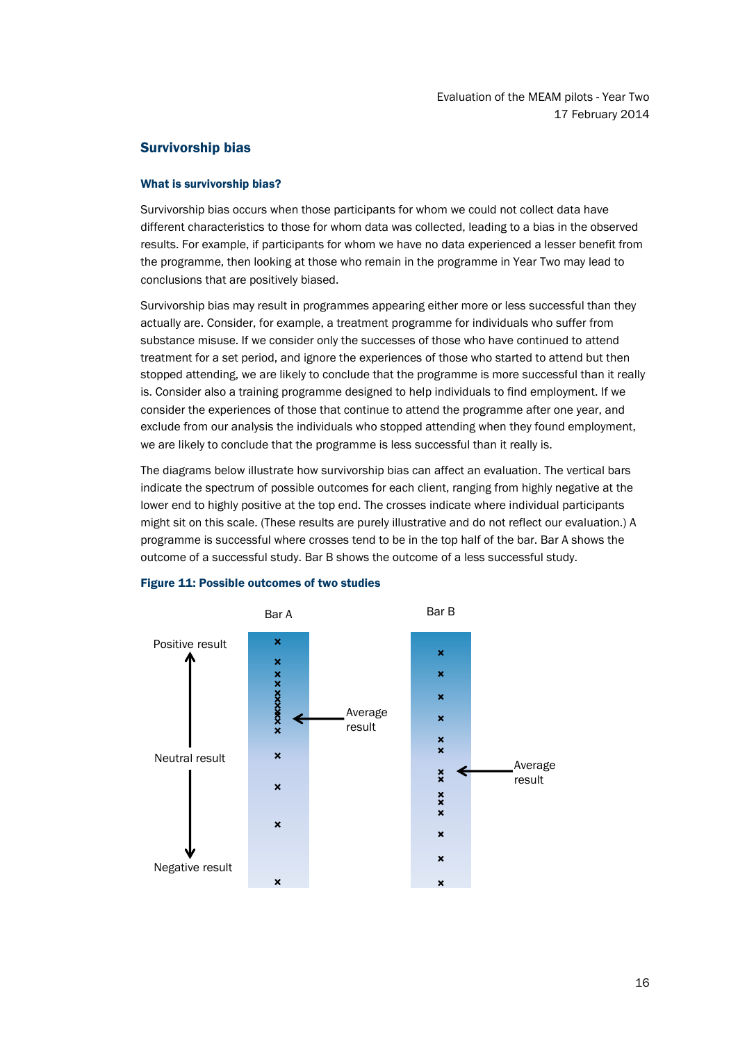## Survivorship bias

### What is survivorship bias?

Survivorship bias occurs when those participants for whom we could not collect data have different characteristics to those for whom data was collected, leading to a bias in the observed results. For example, if participants for whom we have no data experienced a lesser benefit from the programme, then looking at those who remain in the programme in Year Two may lead to conclusions that are positively biased.

Survivorship bias may result in programmes appearing either more or less successful than they actually are. Consider, for example, a treatment programme for individuals who suffer from substance misuse. If we consider only the successes of those who have continued to attend treatment for a set period, and ignore the experiences of those who started to attend but then stopped attending, we are likely to conclude that the programme is more successful than it really is. Consider also a training programme designed to help individuals to find employment. If we consider the experiences of those that continue to attend the programme after one year, and exclude from our analysis the individuals who stopped attending when they found employment, we are likely to conclude that the programme is less successful than it really is.

The diagrams below illustrate how survivorship bias can affect an evaluation. The vertical bars indicate the spectrum of possible outcomes for each client, ranging from highly negative at the lower end to highly positive at the top end. The crosses indicate where individual participants might sit on this scale. (These results are purely illustrative and do not reflect our evaluation.) A programme is successful where crosses tend to be in the top half of the bar. Bar A shows the outcome of a successful study. Bar B shows the outcome of a less successful study.

**Figure 11: Possible outcomes of two studies**

Bar A | Bar B

Positive result | Neutral result | Negative result

Average result | Average result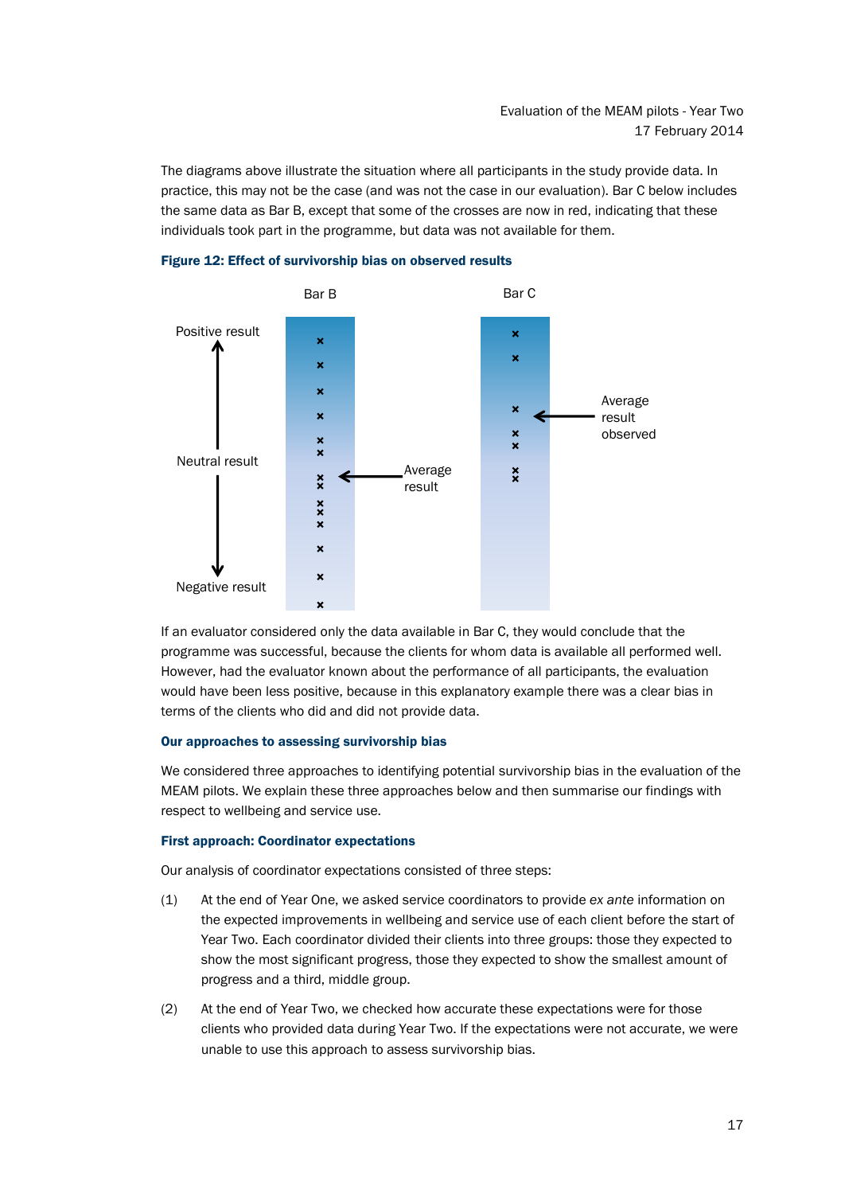The diagrams above illustrate the situation where all participants in the study provide data. In practice, this may not be the case (and was not the case in our evaluation). Bar C below includes the same data as Bar B, except that some of the crosses are now in red, indicating that these individuals took part in the programme, but data was not available for them.

**Figure 12: Effect of survivorship bias on observed results**

If an evaluator considered only the data available in Bar C, they would conclude that the programme was successful, because the clients for whom data is available all performed well. However, had the evaluator known about the performance of all participants, the evaluation would have been less positive, because in this explanatory example there was a clear bias in terms of the clients who did and did not provide data.

### Our approaches to assessing survivorship bias

We considered three approaches to identifying potential survivorship bias in the evaluation of the MEAM pilots. We explain these three approaches below and then summarise our findings with respect to wellbeing and service use.

### First approach: Coordinator expectations

Our analysis of coordinator expectations consisted of three steps:

(1) At the end of Year One, we asked service coordinators to provide *ex ante* information on the expected improvements in wellbeing and service use of each client before the start of Year Two. Each coordinator divided their clients into three groups: those they expected to show the most significant progress, those they expected to show the smallest amount of progress and a third, middle group.

(2) At the end of Year Two, we checked how accurate these expectations were for those clients who provided data during Year Two. If the expectations were not accurate, we were unable to use this approach to assess survivorship bias.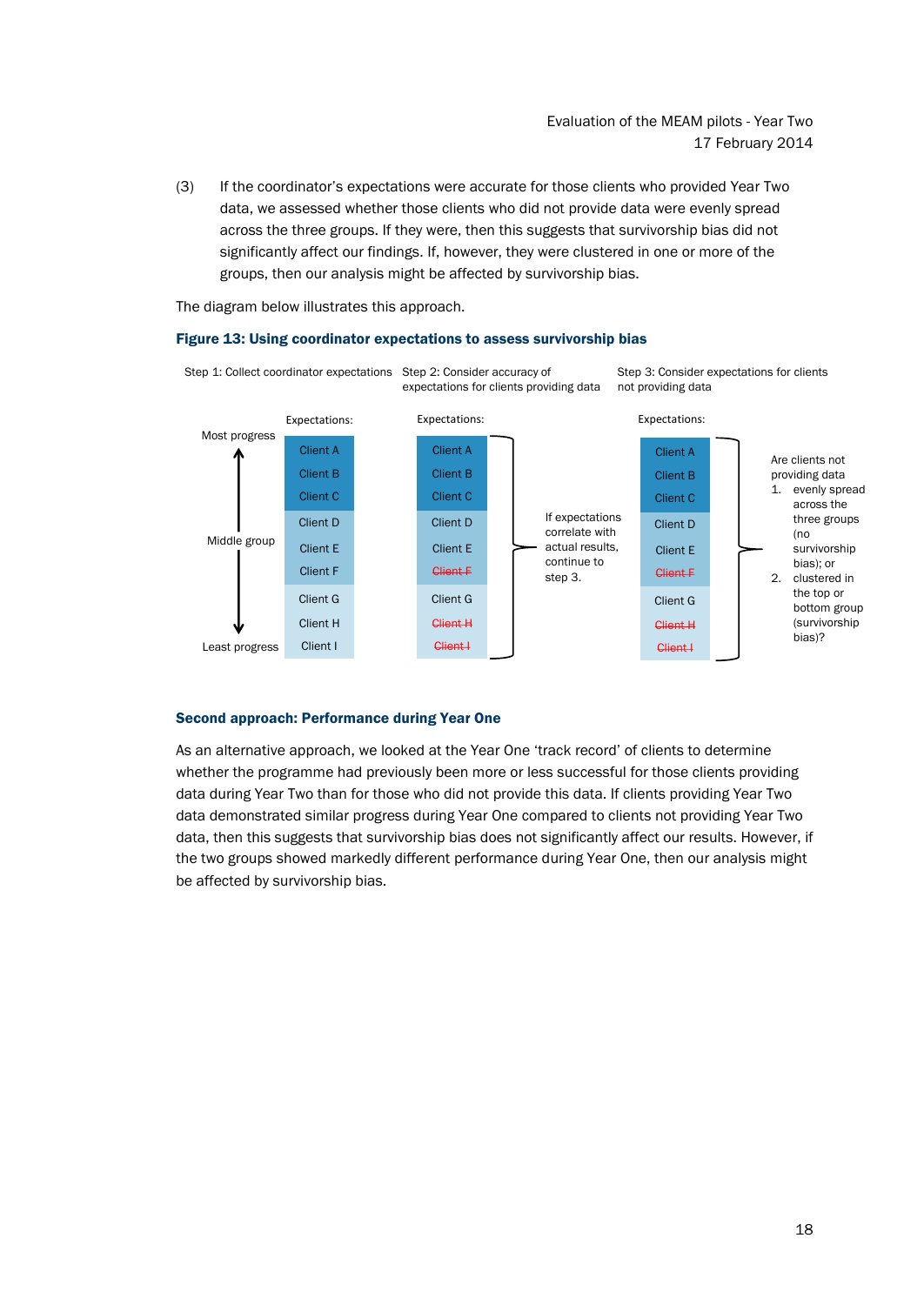(3) If the coordinator's expectations were accurate for those clients who provided Year Two data, we assessed whether those clients who did not provide data were evenly spread across the three groups. If they were, then this suggests that survivorship bias did not significantly affect our findings. If, however, they were clustered in one or more of the groups, then our analysis might be affected by survivorship bias.

The diagram below illustrates this approach.

**Figure 13: Using coordinator expectations to assess survivorship bias**

Step 1: Collect coordinator expectations

Expectations:

Most progress ↑ / Middle group / ↓ Least progress

- Client A
- Client B
- Client C
- Client D
- Client E
- Client F
- Client G
- Client H
- Client I

Step 2: Consider accuracy of expectations for clients providing data

Expectations:

- Client A
- Client B
- Client C
- Client D
- Client E
- ~~Client F~~
- Client G
- ~~Client H~~
- ~~Client I~~

If expectations correlate with actual results, continue to step 3.

Step 3: Consider expectations for clients not providing data

Expectations:

- Client A
- Client B
- Client C
- Client D
- Client E
- ~~Client F~~
- Client G
- ~~Client H~~
- ~~Client I~~

Are clients not providing data

1. evenly spread across the three groups (no survivorship bias); or
2. clustered in the top or bottom group (survivorship bias)?

**Second approach: Performance during Year One**

As an alternative approach, we looked at the Year One 'track record' of clients to determine whether the programme had previously been more or less successful for those clients providing data during Year Two than for those who did not provide this data. If clients providing Year Two data demonstrated similar progress during Year One compared to clients not providing Year Two data, then this suggests that survivorship bias does not significantly affect our results. However, if the two groups showed markedly different performance during Year One, then our analysis might be affected by survivorship bias.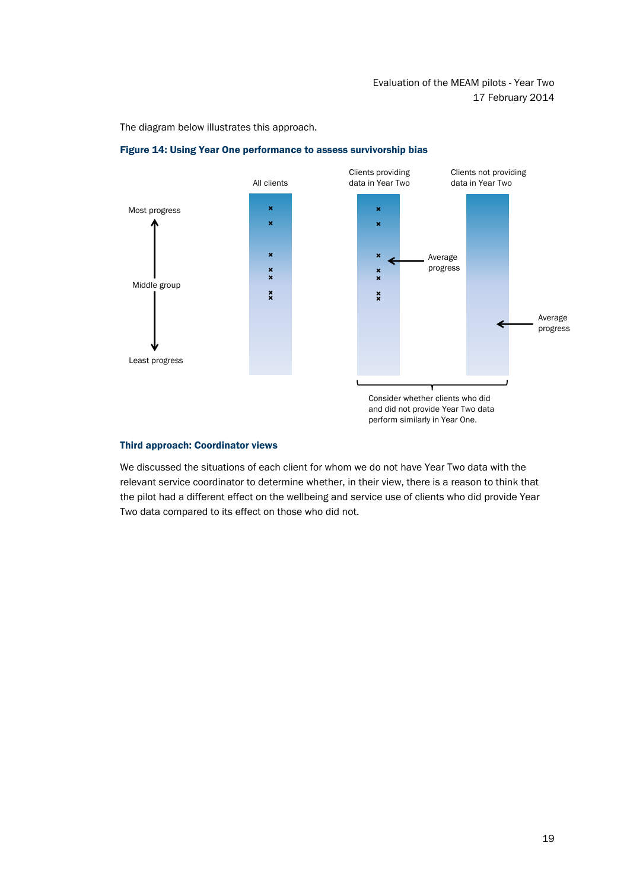The diagram below illustrates this approach.

**Figure 14: Using Year One performance to assess survivorship bias**

All clients | Clients providing data in Year Two | Clients not providing data in Year Two

Most progress

Middle group

Least progress

Average progress

Average progress

Consider whether clients who did and did not provide Year Two data perform similarly in Year One.

### Third approach: Coordinator views

We discussed the situations of each client for whom we do not have Year Two data with the relevant service coordinator to determine whether, in their view, there is a reason to think that the pilot had a different effect on the wellbeing and service use of clients who did provide Year Two data compared to its effect on those who did not.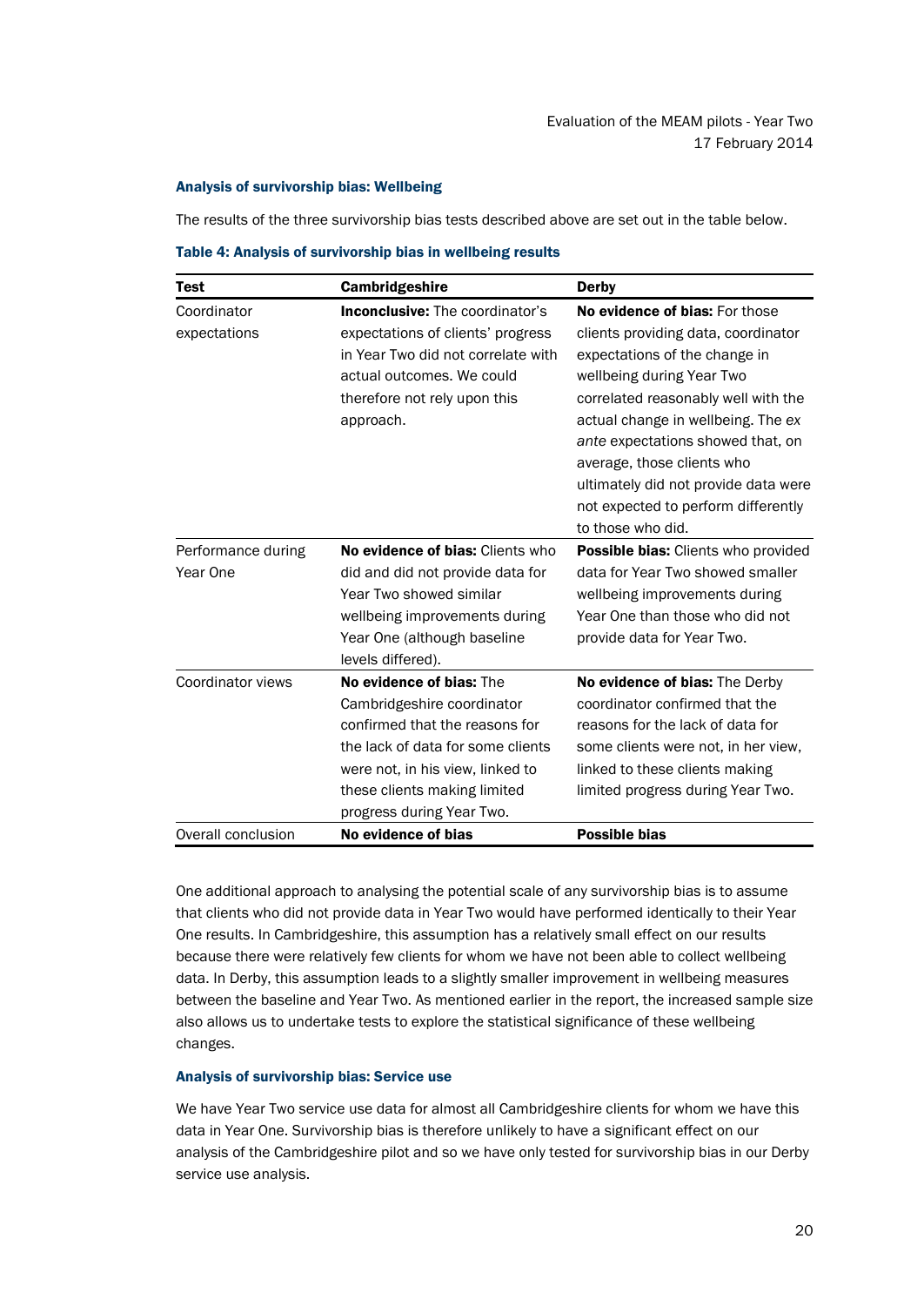#### Analysis of survivorship bias: Wellbeing

The results of the three survivorship bias tests described above are set out in the table below.

**Table 4: Analysis of survivorship bias in wellbeing results**

| Test | Cambridgeshire | Derby |
|---|---|---|
| Coordinator expectations | **Inconclusive:** The coordinator's expectations of clients' progress in Year Two did not correlate with actual outcomes. We could therefore not rely upon this approach. | **No evidence of bias:** For those clients providing data, coordinator expectations of the change in wellbeing during Year Two correlated reasonably well with the actual change in wellbeing. The *ex ante* expectations showed that, on average, those clients who ultimately did not provide data were not expected to perform differently to those who did. |
| Performance during Year One | **No evidence of bias:** Clients who did and did not provide data for Year Two showed similar wellbeing improvements during Year One (although baseline levels differed). | **Possible bias:** Clients who provided data for Year Two showed smaller wellbeing improvements during Year One than those who did not provide data for Year Two. |
| Coordinator views | **No evidence of bias:** The Cambridgeshire coordinator confirmed that the reasons for the lack of data for some clients were not, in his view, linked to these clients making limited progress during Year Two. | **No evidence of bias:** The Derby coordinator confirmed that the reasons for the lack of data for some clients were not, in her view, linked to these clients making limited progress during Year Two. |
| Overall conclusion | **No evidence of bias** | **Possible bias** |

One additional approach to analysing the potential scale of any survivorship bias is to assume that clients who did not provide data in Year Two would have performed identically to their Year One results. In Cambridgeshire, this assumption has a relatively small effect on our results because there were relatively few clients for whom we have not been able to collect wellbeing data. In Derby, this assumption leads to a slightly smaller improvement in wellbeing measures between the baseline and Year Two. As mentioned earlier in the report, the increased sample size also allows us to undertake tests to explore the statistical significance of these wellbeing changes.

#### Analysis of survivorship bias: Service use

We have Year Two service use data for almost all Cambridgeshire clients for whom we have this data in Year One. Survivorship bias is therefore unlikely to have a significant effect on our analysis of the Cambridgeshire pilot and so we have only tested for survivorship bias in our Derby service use analysis.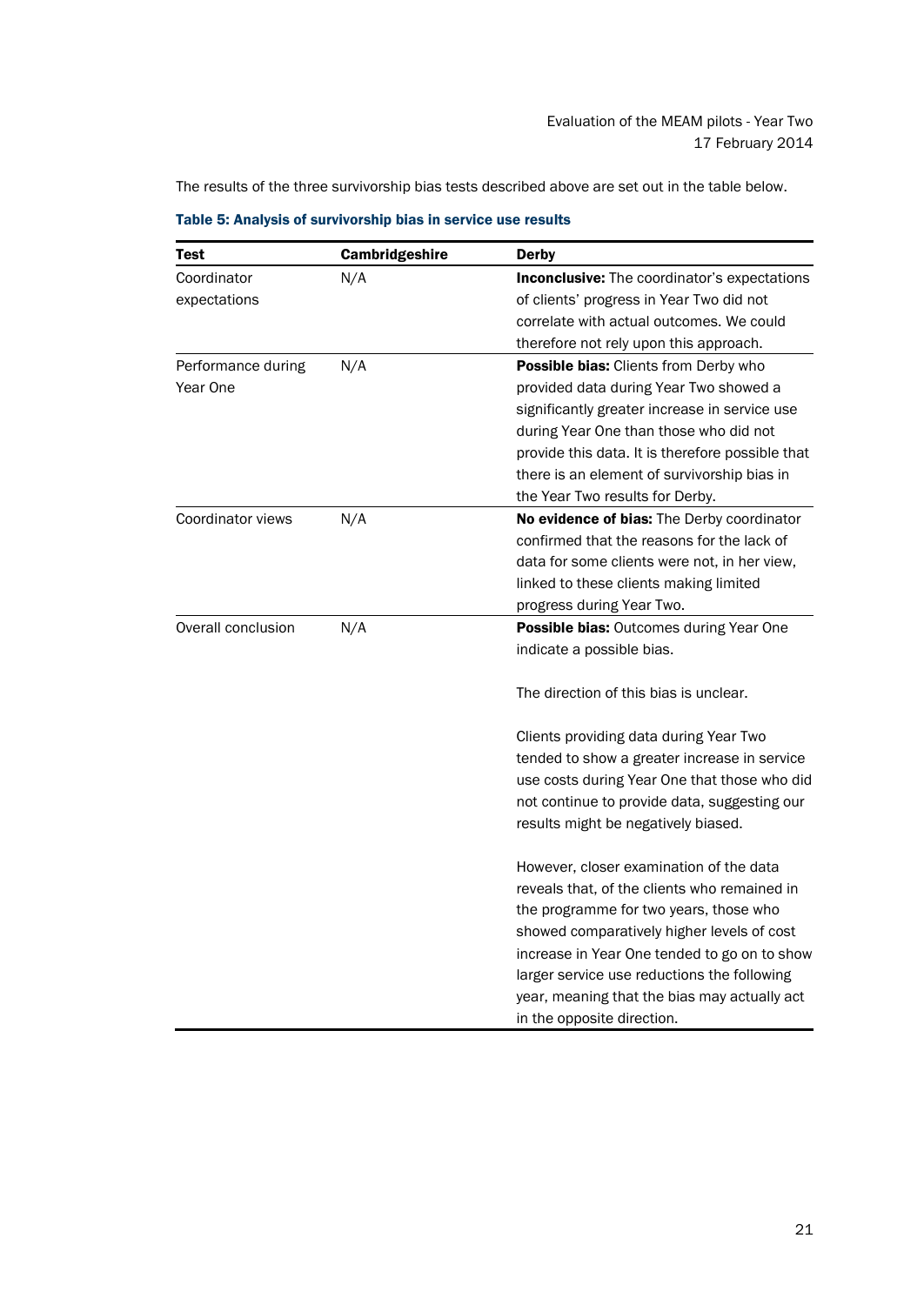The results of the three survivorship bias tests described above are set out in the table below.

**Table 5: Analysis of survivorship bias in service use results**

| Test | Cambridgeshire | Derby |
|---|---|---|
| Coordinator expectations | N/A | **Inconclusive:** The coordinator's expectations of clients' progress in Year Two did not correlate with actual outcomes. We could therefore not rely upon this approach. |
| Performance during Year One | N/A | **Possible bias:** Clients from Derby who provided data during Year Two showed a significantly greater increase in service use during Year One than those who did not provide this data. It is therefore possible that there is an element of survivorship bias in the Year Two results for Derby. |
| Coordinator views | N/A | **No evidence of bias:** The Derby coordinator confirmed that the reasons for the lack of data for some clients were not, in her view, linked to these clients making limited progress during Year Two. |
| Overall conclusion | N/A | **Possible bias:** Outcomes during Year One indicate a possible bias.<br><br>The direction of this bias is unclear.<br><br>Clients providing data during Year Two tended to show a greater increase in service use costs during Year One that those who did not continue to provide data, suggesting our results might be negatively biased.<br><br>However, closer examination of the data reveals that, of the clients who remained in the programme for two years, those who showed comparatively higher levels of cost increase in Year One tended to go on to show larger service use reductions the following year, meaning that the bias may actually act in the opposite direction. |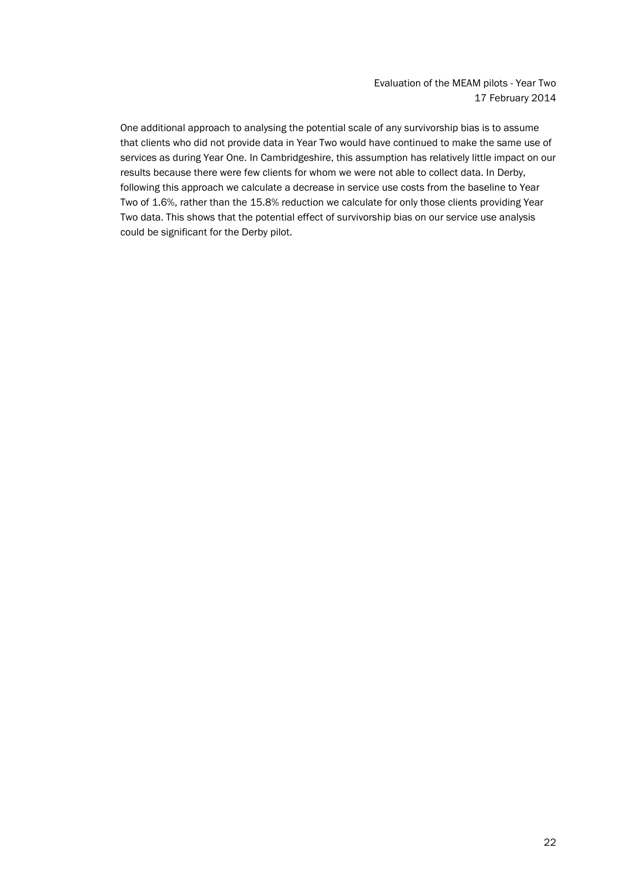One additional approach to analysing the potential scale of any survivorship bias is to assume that clients who did not provide data in Year Two would have continued to make the same use of services as during Year One. In Cambridgeshire, this assumption has relatively little impact on our results because there were few clients for whom we were not able to collect data. In Derby, following this approach we calculate a decrease in service use costs from the baseline to Year Two of 1.6%, rather than the 15.8% reduction we calculate for only those clients providing Year Two data. This shows that the potential effect of survivorship bias on our service use analysis could be significant for the Derby pilot.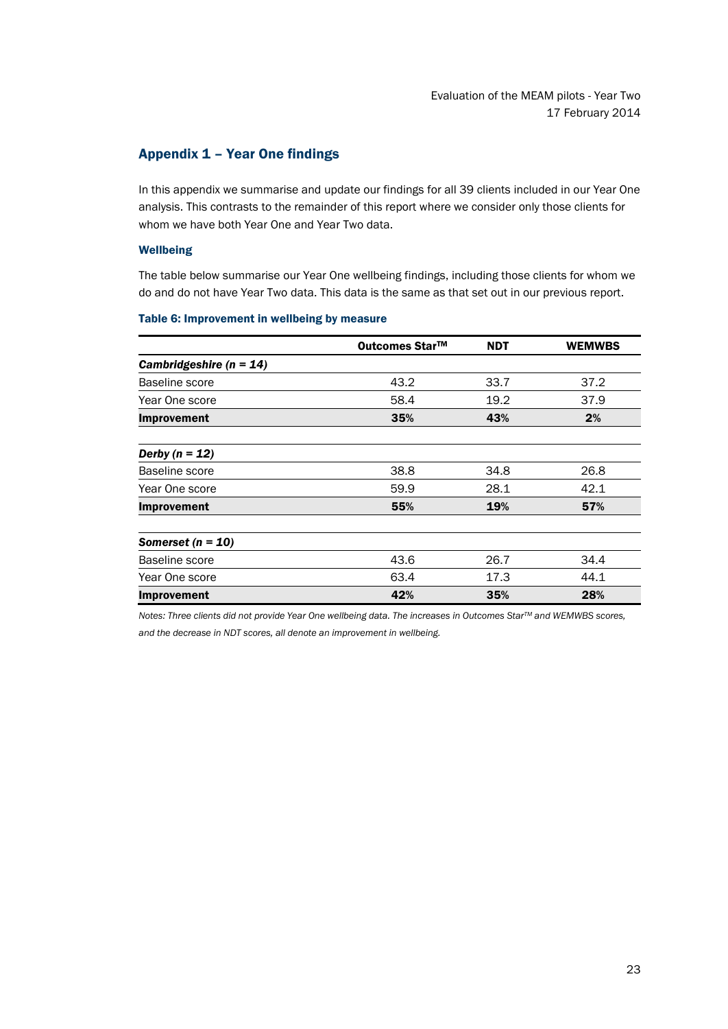## Appendix 1 – Year One findings

In this appendix we summarise and update our findings for all 39 clients included in our Year One analysis. This contrasts to the remainder of this report where we consider only those clients for whom we have both Year One and Year Two data.

### Wellbeing

The table below summarise our Year One wellbeing findings, including those clients for whom we do and do not have Year Two data. This data is the same as that set out in our previous report.

**Table 6: Improvement in wellbeing by measure**

| | Outcomes Star™ | NDT | WEMWBS |
|---|---|---|---|
| ***Cambridgeshire (n = 14)*** | | | |
| Baseline score | 43.2 | 33.7 | 37.2 |
| Year One score | 58.4 | 19.2 | 37.9 |
| **Improvement** | **35%** | **43%** | **2%** |
| ***Derby (n = 12)*** | | | |
| Baseline score | 38.8 | 34.8 | 26.8 |
| Year One score | 59.9 | 28.1 | 42.1 |
| **Improvement** | **55%** | **19%** | **57%** |
| ***Somerset (n = 10)*** | | | |
| Baseline score | 43.6 | 26.7 | 34.4 |
| Year One score | 63.4 | 17.3 | 44.1 |
| **Improvement** | **42%** | **35%** | **28%** |

*Notes: Three clients did not provide Year One wellbeing data. The increases in Outcomes Star™ and WEMWBS scores, and the decrease in NDT scores, all denote an improvement in wellbeing.*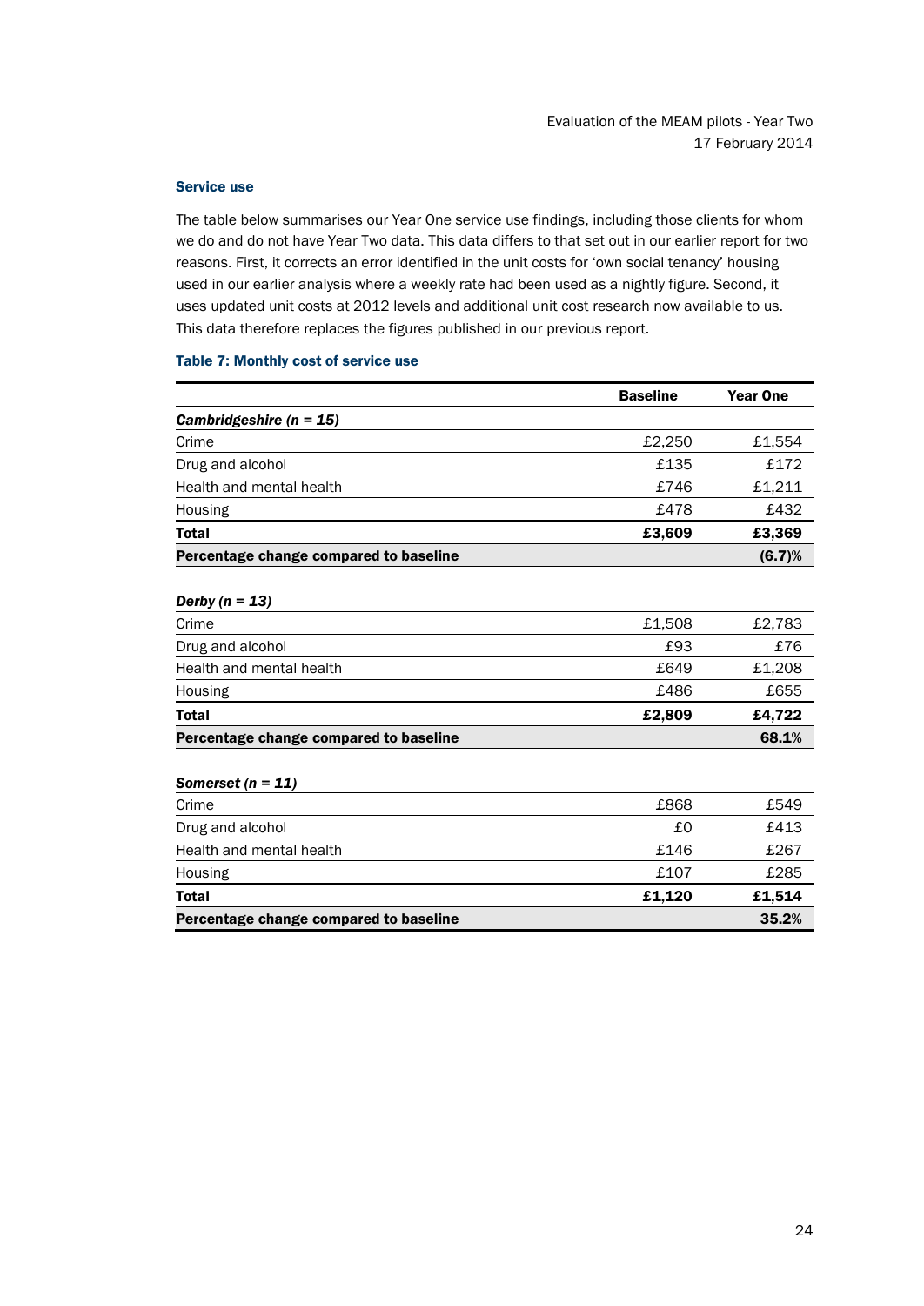### Service use

The table below summarises our Year One service use findings, including those clients for whom we do and do not have Year Two data. This data differs to that set out in our earlier report for two reasons. First, it corrects an error identified in the unit costs for 'own social tenancy' housing used in our earlier analysis where a weekly rate had been used as a nightly figure. Second, it uses updated unit costs at 2012 levels and additional unit cost research now available to us. This data therefore replaces the figures published in our previous report.

**Table 7: Monthly cost of service use**

| | Baseline | Year One |
|---|---|---|
| ***Cambridgeshire (n = 15)*** | | |
| Crime | £2,250 | £1,554 |
| Drug and alcohol | £135 | £172 |
| Health and mental health | £746 | £1,211 |
| Housing | £478 | £432 |
| **Total** | **£3,609** | **£3,369** |
| **Percentage change compared to baseline** | | **(6.7)%** |
| ***Derby (n = 13)*** | | |
| Crime | £1,508 | £2,783 |
| Drug and alcohol | £93 | £76 |
| Health and mental health | £649 | £1,208 |
| Housing | £486 | £655 |
| **Total** | **£2,809** | **£4,722** |
| **Percentage change compared to baseline** | | **68.1%** |
| ***Somerset (n = 11)*** | | |
| Crime | £868 | £549 |
| Drug and alcohol | £0 | £413 |
| Health and mental health | £146 | £267 |
| Housing | £107 | £285 |
| **Total** | **£1,120** | **£1,514** |
| **Percentage change compared to baseline** | | **35.2%** |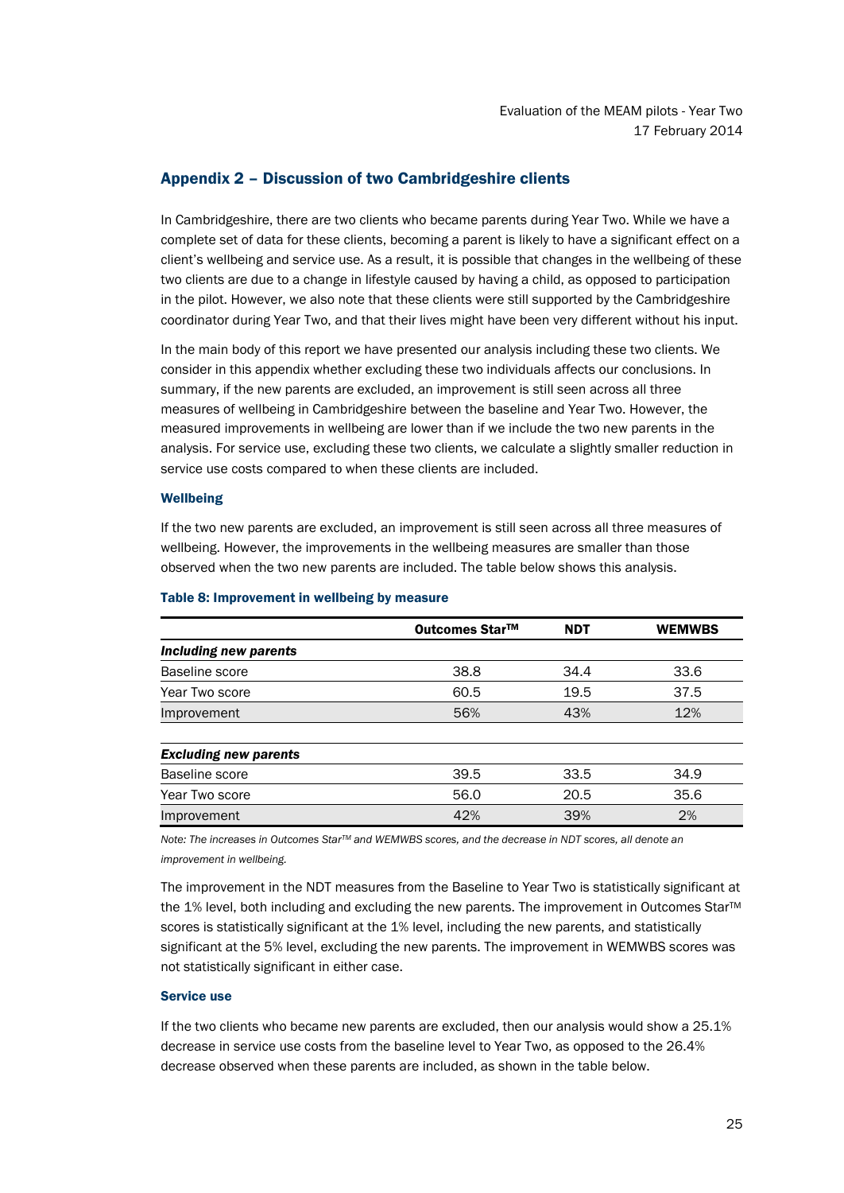## Appendix 2 – Discussion of two Cambridgeshire clients

In Cambridgeshire, there are two clients who became parents during Year Two. While we have a complete set of data for these clients, becoming a parent is likely to have a significant effect on a client's wellbeing and service use. As a result, it is possible that changes in the wellbeing of these two clients are due to a change in lifestyle caused by having a child, as opposed to participation in the pilot. However, we also note that these clients were still supported by the Cambridgeshire coordinator during Year Two, and that their lives might have been very different without his input.

In the main body of this report we have presented our analysis including these two clients. We consider in this appendix whether excluding these two individuals affects our conclusions. In summary, if the new parents are excluded, an improvement is still seen across all three measures of wellbeing in Cambridgeshire between the baseline and Year Two. However, the measured improvements in wellbeing are lower than if we include the two new parents in the analysis. For service use, excluding these two clients, we calculate a slightly smaller reduction in service use costs compared to when these clients are included.

### Wellbeing

If the two new parents are excluded, an improvement is still seen across all three measures of wellbeing. However, the improvements in the wellbeing measures are smaller than those observed when the two new parents are included. The table below shows this analysis.

**Table 8: Improvement in wellbeing by measure**

| | Outcomes Star™ | NDT | WEMWBS |
|---|---|---|---|
| ***Including new parents*** | | | |
| Baseline score | 38.8 | 34.4 | 33.6 |
| Year Two score | 60.5 | 19.5 | 37.5 |
| Improvement | 56% | 43% | 12% |
| ***Excluding new parents*** | | | |
| Baseline score | 39.5 | 33.5 | 34.9 |
| Year Two score | 56.0 | 20.5 | 35.6 |
| Improvement | 42% | 39% | 2% |

*Note: The increases in Outcomes Star™ and WEMWBS scores, and the decrease in NDT scores, all denote an improvement in wellbeing.*

The improvement in the NDT measures from the Baseline to Year Two is statistically significant at the 1% level, both including and excluding the new parents. The improvement in Outcomes Star™ scores is statistically significant at the 1% level, including the new parents, and statistically significant at the 5% level, excluding the new parents. The improvement in WEMWBS scores was not statistically significant in either case.

### Service use

If the two clients who became new parents are excluded, then our analysis would show a 25.1% decrease in service use costs from the baseline level to Year Two, as opposed to the 26.4% decrease observed when these parents are included, as shown in the table below.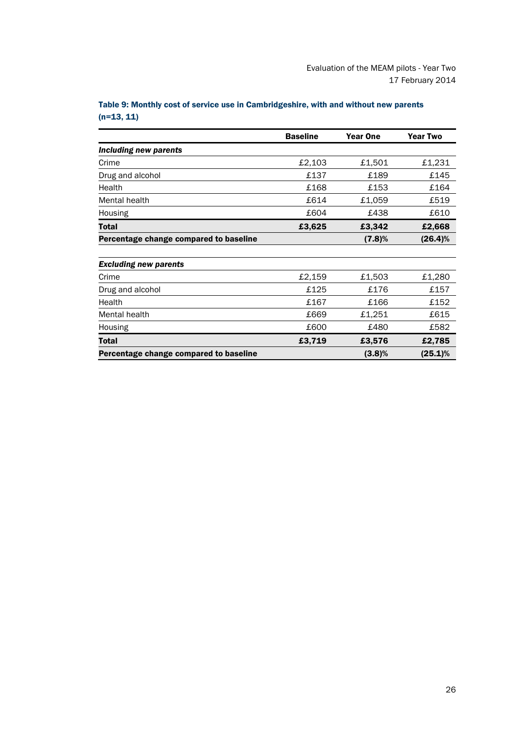**Table 9: Monthly cost of service use in Cambridgeshire, with and without new parents (n=13, 11)**

| | Baseline | Year One | Year Two |
|---|---|---|---|
| ***Including new parents*** | | | |
| Crime | £2,103 | £1,501 | £1,231 |
| Drug and alcohol | £137 | £189 | £145 |
| Health | £168 | £153 | £164 |
| Mental health | £614 | £1,059 | £519 |
| Housing | £604 | £438 | £610 |
| **Total** | **£3,625** | **£3,342** | **£2,668** |
| **Percentage change compared to baseline** | | **(7.8)%** | **(26.4)%** |
| ***Excluding new parents*** | | | |
| Crime | £2,159 | £1,503 | £1,280 |
| Drug and alcohol | £125 | £176 | £157 |
| Health | £167 | £166 | £152 |
| Mental health | £669 | £1,251 | £615 |
| Housing | £600 | £480 | £582 |
| **Total** | **£3,719** | **£3,576** | **£2,785** |
| **Percentage change compared to baseline** | | **(3.8)%** | **(25.1)%** |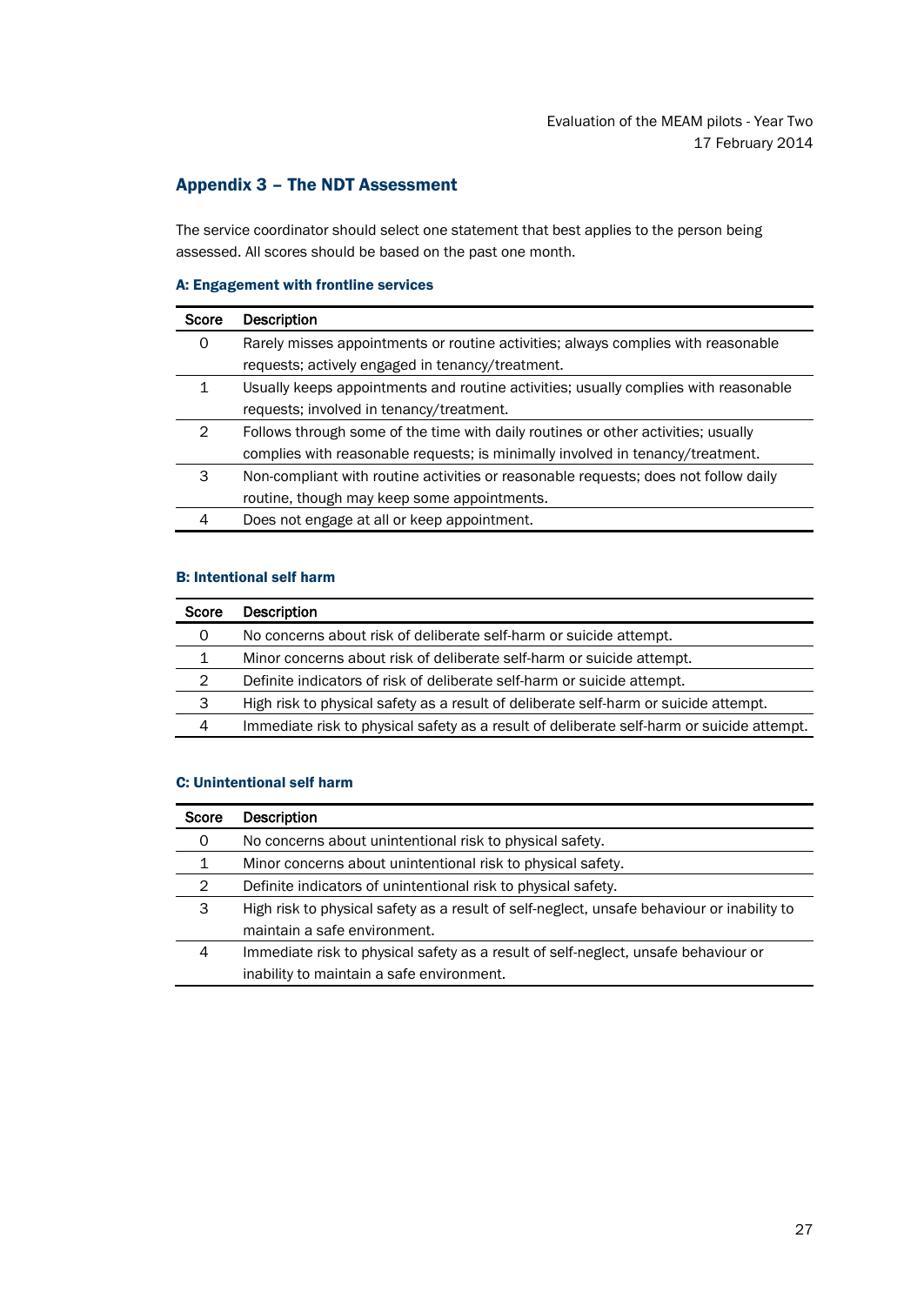## Appendix 3 – The NDT Assessment

The service coordinator should select one statement that best applies to the person being assessed. All scores should be based on the past one month.

### A: Engagement with frontline services

| Score | Description |
|---|---|
| 0 | Rarely misses appointments or routine activities; always complies with reasonable requests; actively engaged in tenancy/treatment. |
| 1 | Usually keeps appointments and routine activities; usually complies with reasonable requests; involved in tenancy/treatment. |
| 2 | Follows through some of the time with daily routines or other activities; usually complies with reasonable requests; is minimally involved in tenancy/treatment. |
| 3 | Non-compliant with routine activities or reasonable requests; does not follow daily routine, though may keep some appointments. |
| 4 | Does not engage at all or keep appointment. |

### B: Intentional self harm

| Score | Description |
|---|---|
| 0 | No concerns about risk of deliberate self-harm or suicide attempt. |
| 1 | Minor concerns about risk of deliberate self-harm or suicide attempt. |
| 2 | Definite indicators of risk of deliberate self-harm or suicide attempt. |
| 3 | High risk to physical safety as a result of deliberate self-harm or suicide attempt. |
| 4 | Immediate risk to physical safety as a result of deliberate self-harm or suicide attempt. |

### C: Unintentional self harm

| Score | Description |
|---|---|
| 0 | No concerns about unintentional risk to physical safety. |
| 1 | Minor concerns about unintentional risk to physical safety. |
| 2 | Definite indicators of unintentional risk to physical safety. |
| 3 | High risk to physical safety as a result of self-neglect, unsafe behaviour or inability to maintain a safe environment. |
| 4 | Immediate risk to physical safety as a result of self-neglect, unsafe behaviour or inability to maintain a safe environment. |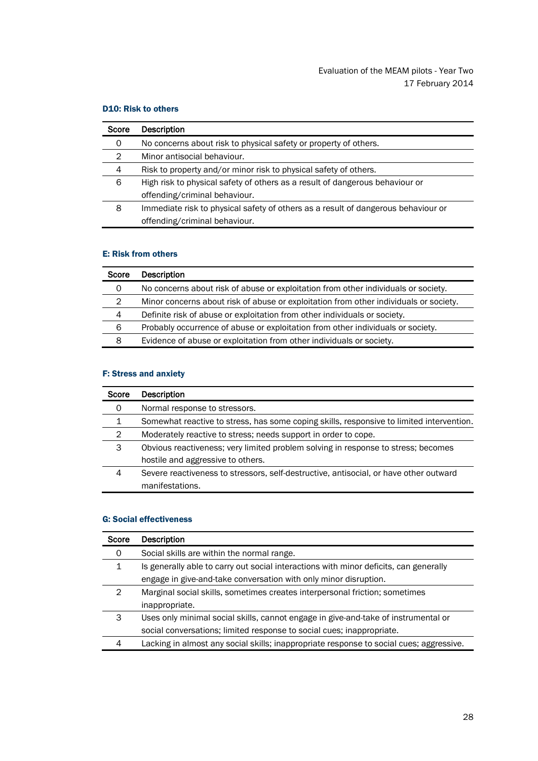#### D10: Risk to others

| Score | Description |
| --- | --- |
| 0 | No concerns about risk to physical safety or property of others. |
| 2 | Minor antisocial behaviour. |
| 4 | Risk to property and/or minor risk to physical safety of others. |
| 6 | High risk to physical safety of others as a result of dangerous behaviour or offending/criminal behaviour. |
| 8 | Immediate risk to physical safety of others as a result of dangerous behaviour or offending/criminal behaviour. |

#### E: Risk from others

| Score | Description |
| --- | --- |
| 0 | No concerns about risk of abuse or exploitation from other individuals or society. |
| 2 | Minor concerns about risk of abuse or exploitation from other individuals or society. |
| 4 | Definite risk of abuse or exploitation from other individuals or society. |
| 6 | Probably occurrence of abuse or exploitation from other individuals or society. |
| 8 | Evidence of abuse or exploitation from other individuals or society. |

#### F: Stress and anxiety

| Score | Description |
| --- | --- |
| 0 | Normal response to stressors. |
| 1 | Somewhat reactive to stress, has some coping skills, responsive to limited intervention. |
| 2 | Moderately reactive to stress; needs support in order to cope. |
| 3 | Obvious reactiveness; very limited problem solving in response to stress; becomes hostile and aggressive to others. |
| 4 | Severe reactiveness to stressors, self-destructive, antisocial, or have other outward manifestations. |

#### G: Social effectiveness

| Score | Description |
| --- | --- |
| 0 | Social skills are within the normal range. |
| 1 | Is generally able to carry out social interactions with minor deficits, can generally engage in give-and-take conversation with only minor disruption. |
| 2 | Marginal social skills, sometimes creates interpersonal friction; sometimes inappropriate. |
| 3 | Uses only minimal social skills, cannot engage in give-and-take of instrumental or social conversations; limited response to social cues; inappropriate. |
| 4 | Lacking in almost any social skills; inappropriate response to social cues; aggressive. |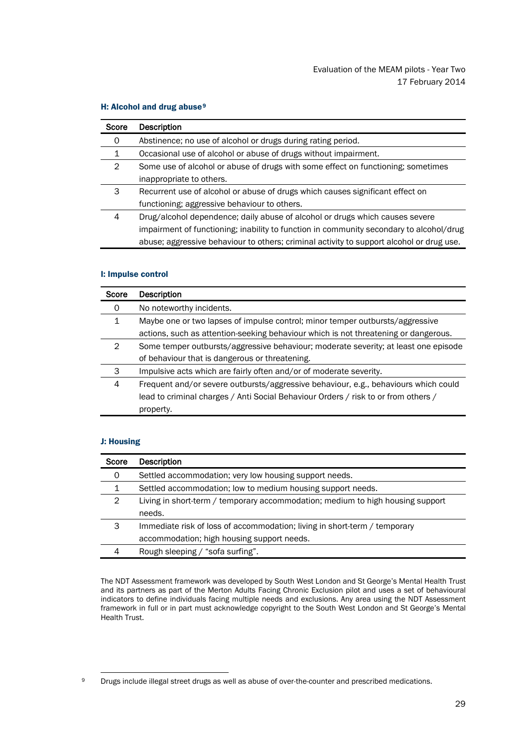### H: Alcohol and drug abuse[9]

| Score | Description |
|---|---|
| 0 | Abstinence; no use of alcohol or drugs during rating period. |
| 1 | Occasional use of alcohol or abuse of drugs without impairment. |
| 2 | Some use of alcohol or abuse of drugs with some effect on functioning; sometimes inappropriate to others. |
| 3 | Recurrent use of alcohol or abuse of drugs which causes significant effect on functioning; aggressive behaviour to others. |
| 4 | Drug/alcohol dependence; daily abuse of alcohol or drugs which causes severe impairment of functioning; inability to function in community secondary to alcohol/drug abuse; aggressive behaviour to others; criminal activity to support alcohol or drug use. |

### I: Impulse control

| Score | Description |
|---|---|
| 0 | No noteworthy incidents. |
| 1 | Maybe one or two lapses of impulse control; minor temper outbursts/aggressive actions, such as attention-seeking behaviour which is not threatening or dangerous. |
| 2 | Some temper outbursts/aggressive behaviour; moderate severity; at least one episode of behaviour that is dangerous or threatening. |
| 3 | Impulsive acts which are fairly often and/or of moderate severity. |
| 4 | Frequent and/or severe outbursts/aggressive behaviour, e.g., behaviours which could lead to criminal charges / Anti Social Behaviour Orders / risk to or from others / property. |

### J: Housing

| Score | Description |
|---|---|
| 0 | Settled accommodation; very low housing support needs. |
| 1 | Settled accommodation; low to medium housing support needs. |
| 2 | Living in short-term / temporary accommodation; medium to high housing support needs. |
| 3 | Immediate risk of loss of accommodation; living in short-term / temporary accommodation; high housing support needs. |
| 4 | Rough sleeping / "sofa surfing". |

The NDT Assessment framework was developed by South West London and St George's Mental Health Trust and its partners as part of the Merton Adults Facing Chronic Exclusion pilot and uses a set of behavioural indicators to define individuals facing multiple needs and exclusions. Any area using the NDT Assessment framework in full or in part must acknowledge copyright to the South West London and St George's Mental Health Trust.

---

[9] Drugs include illegal street drugs as well as abuse of over-the-counter and prescribed medications.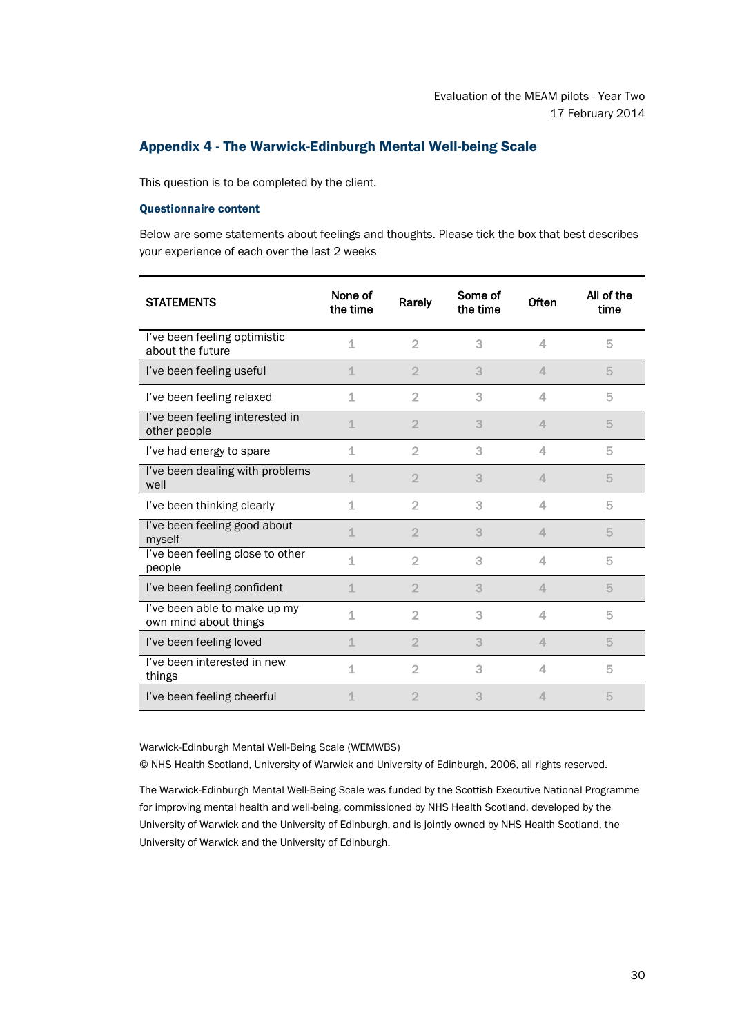## Appendix 4 - The Warwick-Edinburgh Mental Well-being Scale

This question is to be completed by the client.

### Questionnaire content

Below are some statements about feelings and thoughts. Please tick the box that best describes your experience of each over the last 2 weeks

| STATEMENTS | None of the time | Rarely | Some of the time | Often | All of the time |
|---|---|---|---|---|---|
| I've been feeling optimistic about the future | 1 | 2 | 3 | 4 | 5 |
| I've been feeling useful | 1 | 2 | 3 | 4 | 5 |
| I've been feeling relaxed | 1 | 2 | 3 | 4 | 5 |
| I've been feeling interested in other people | 1 | 2 | 3 | 4 | 5 |
| I've had energy to spare | 1 | 2 | 3 | 4 | 5 |
| I've been dealing with problems well | 1 | 2 | 3 | 4 | 5 |
| I've been thinking clearly | 1 | 2 | 3 | 4 | 5 |
| I've been feeling good about myself | 1 | 2 | 3 | 4 | 5 |
| I've been feeling close to other people | 1 | 2 | 3 | 4 | 5 |
| I've been feeling confident | 1 | 2 | 3 | 4 | 5 |
| I've been able to make up my own mind about things | 1 | 2 | 3 | 4 | 5 |
| I've been feeling loved | 1 | 2 | 3 | 4 | 5 |
| I've been interested in new things | 1 | 2 | 3 | 4 | 5 |
| I've been feeling cheerful | 1 | 2 | 3 | 4 | 5 |

Warwick-Edinburgh Mental Well-Being Scale (WEMWBS)

© NHS Health Scotland, University of Warwick and University of Edinburgh, 2006, all rights reserved.

The Warwick-Edinburgh Mental Well-Being Scale was funded by the Scottish Executive National Programme for improving mental health and well-being, commissioned by NHS Health Scotland, developed by the University of Warwick and the University of Edinburgh, and is jointly owned by NHS Health Scotland, the University of Warwick and the University of Edinburgh.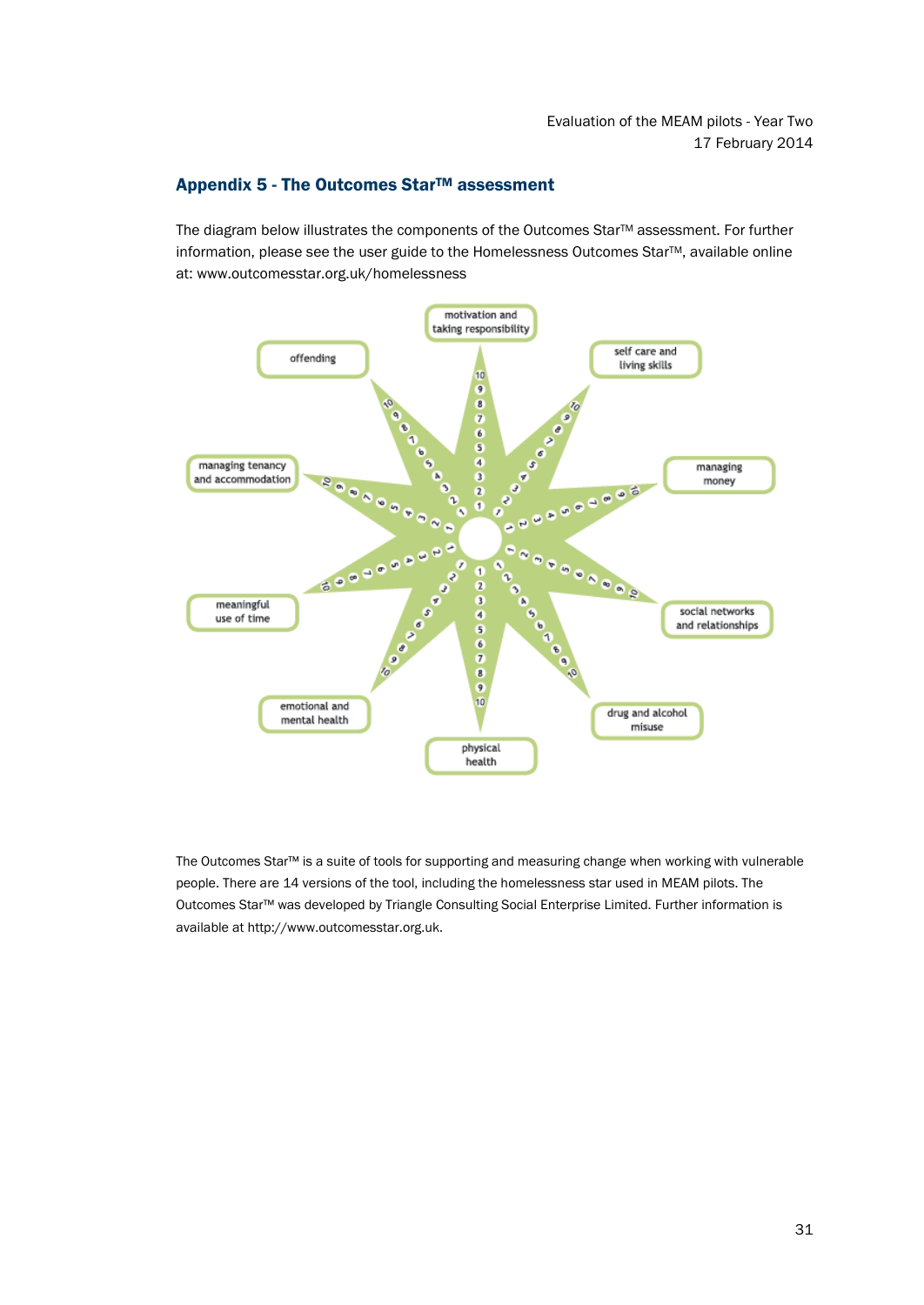## Appendix 5 - The Outcomes Star™ assessment

The diagram below illustrates the components of the Outcomes Star™ assessment. For further information, please see the user guide to the Homelessness Outcomes Star™, available online at: www.outcomesstar.org.uk/homelessness

motivation and taking responsibility

self care and living skills

managing money

social networks and relationships

drug and alcohol misuse

physical health

emotional and mental health

meaningful use of time

managing tenancy and accommodation

offending

The Outcomes Star™ is a suite of tools for supporting and measuring change when working with vulnerable people. There are 14 versions of the tool, including the homelessness star used in MEAM pilots. The Outcomes Star™ was developed by Triangle Consulting Social Enterprise Limited. Further information is available at http://www.outcomesstar.org.uk.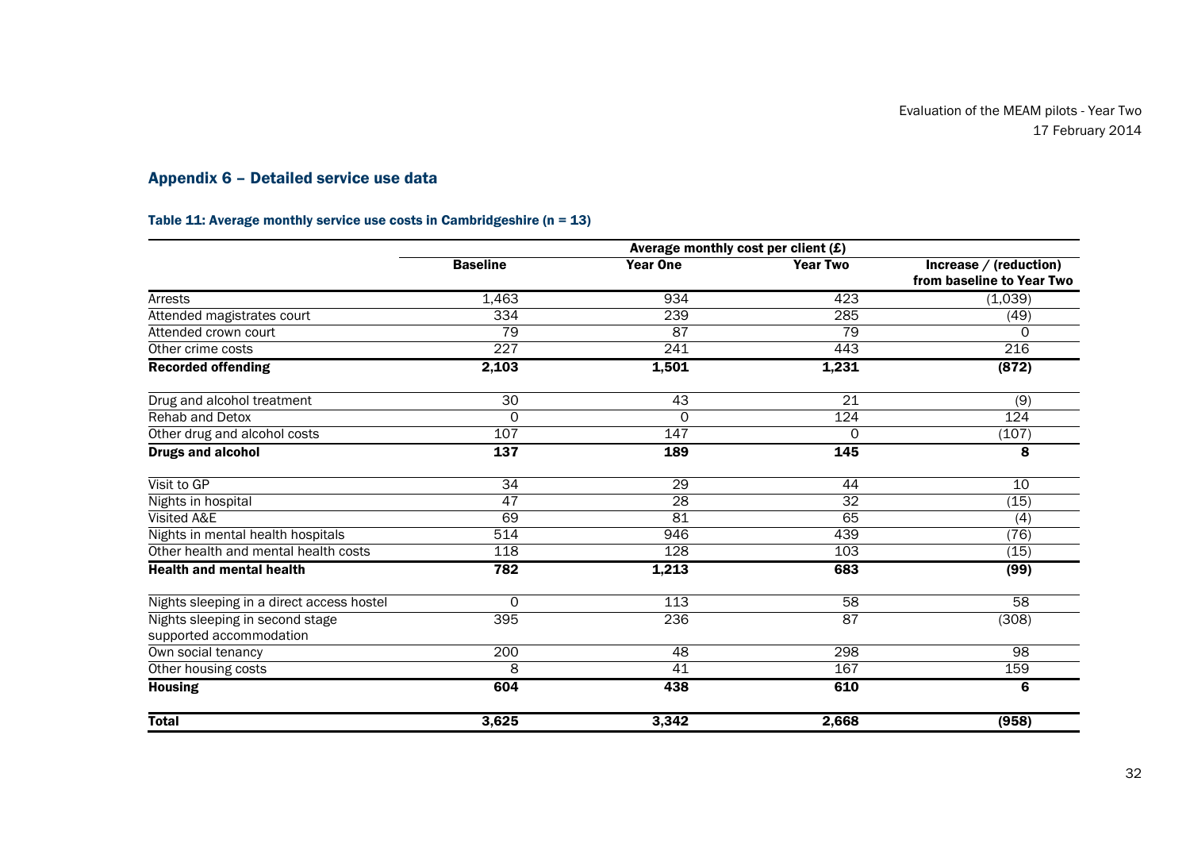## Appendix 6 – Detailed service use data

**Table 11: Average monthly service use costs in Cambridgeshire (n = 13)**

| | Average monthly cost per client (£) | | | |
|---|---|---|---|---|
| | **Baseline** | **Year One** | **Year Two** | **Increase / (reduction) from baseline to Year Two** |
| Arrests | 1,463 | 934 | 423 | (1,039) |
| Attended magistrates court | 334 | 239 | 285 | (49) |
| Attended crown court | 79 | 87 | 79 | 0 |
| Other crime costs | 227 | 241 | 443 | 216 |
| **Recorded offending** | **2,103** | **1,501** | **1,231** | **(872)** |
| Drug and alcohol treatment | 30 | 43 | 21 | (9) |
| Rehab and Detox | 0 | 0 | 124 | 124 |
| Other drug and alcohol costs | 107 | 147 | 0 | (107) |
| **Drugs and alcohol** | **137** | **189** | **145** | **8** |
| Visit to GP | 34 | 29 | 44 | 10 |
| Nights in hospital | 47 | 28 | 32 | (15) |
| Visited A&E | 69 | 81 | 65 | (4) |
| Nights in mental health hospitals | 514 | 946 | 439 | (76) |
| Other health and mental health costs | 118 | 128 | 103 | (15) |
| **Health and mental health** | **782** | **1,213** | **683** | **(99)** |
| Nights sleeping in a direct access hostel | 0 | 113 | 58 | 58 |
| Nights sleeping in second stage supported accommodation | 395 | 236 | 87 | (308) |
| Own social tenancy | 200 | 48 | 298 | 98 |
| Other housing costs | 8 | 41 | 167 | 159 |
| **Housing** | **604** | **438** | **610** | **6** |
| **Total** | **3,625** | **3,342** | **2,668** | **(958)** |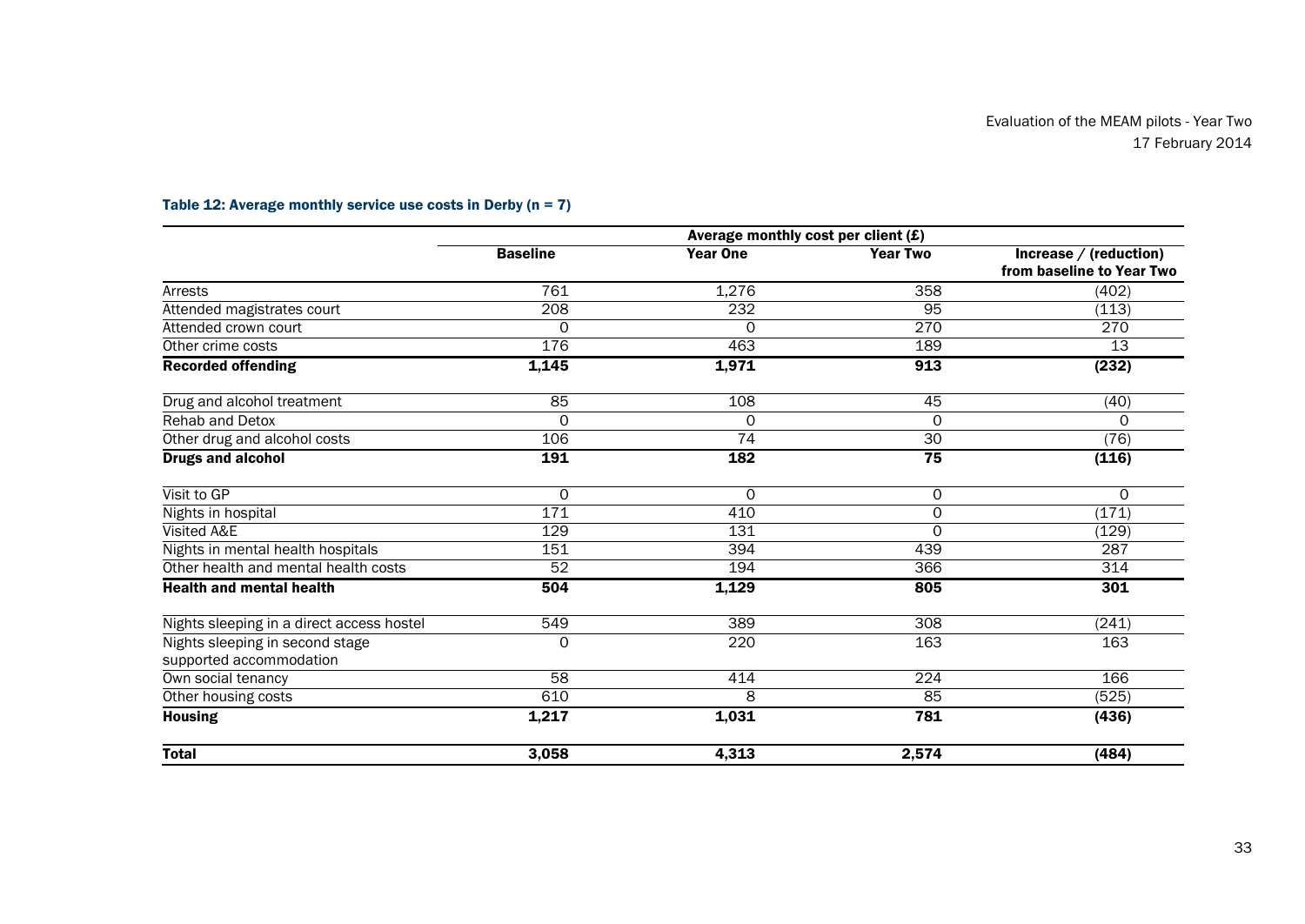**Table 12: Average monthly service use costs in Derby (n = 7)**

| | Average monthly cost per client (£) | | | |
|---|---|---|---|---|
| | **Baseline** | **Year One** | **Year Two** | **Increase / (reduction) from baseline to Year Two** |
| Arrests | 761 | 1,276 | 358 | (402) |
| Attended magistrates court | 208 | 232 | 95 | (113) |
| Attended crown court | 0 | 0 | 270 | 270 |
| Other crime costs | 176 | 463 | 189 | 13 |
| **Recorded offending** | **1,145** | **1,971** | **913** | **(232)** |
| Drug and alcohol treatment | 85 | 108 | 45 | (40) |
| Rehab and Detox | 0 | 0 | 0 | 0 |
| Other drug and alcohol costs | 106 | 74 | 30 | (76) |
| **Drugs and alcohol** | **191** | **182** | **75** | **(116)** |
| Visit to GP | 0 | 0 | 0 | 0 |
| Nights in hospital | 171 | 410 | 0 | (171) |
| Visited A&E | 129 | 131 | 0 | (129) |
| Nights in mental health hospitals | 151 | 394 | 439 | 287 |
| Other health and mental health costs | 52 | 194 | 366 | 314 |
| **Health and mental health** | **504** | **1,129** | **805** | **301** |
| Nights sleeping in a direct access hostel | 549 | 389 | 308 | (241) |
| Nights sleeping in second stage supported accommodation | 0 | 220 | 163 | 163 |
| Own social tenancy | 58 | 414 | 224 | 166 |
| Other housing costs | 610 | 8 | 85 | (525) |
| **Housing** | **1,217** | **1,031** | **781** | **(436)** |
| **Total** | **3,058** | **4,313** | **2,574** | **(484)** |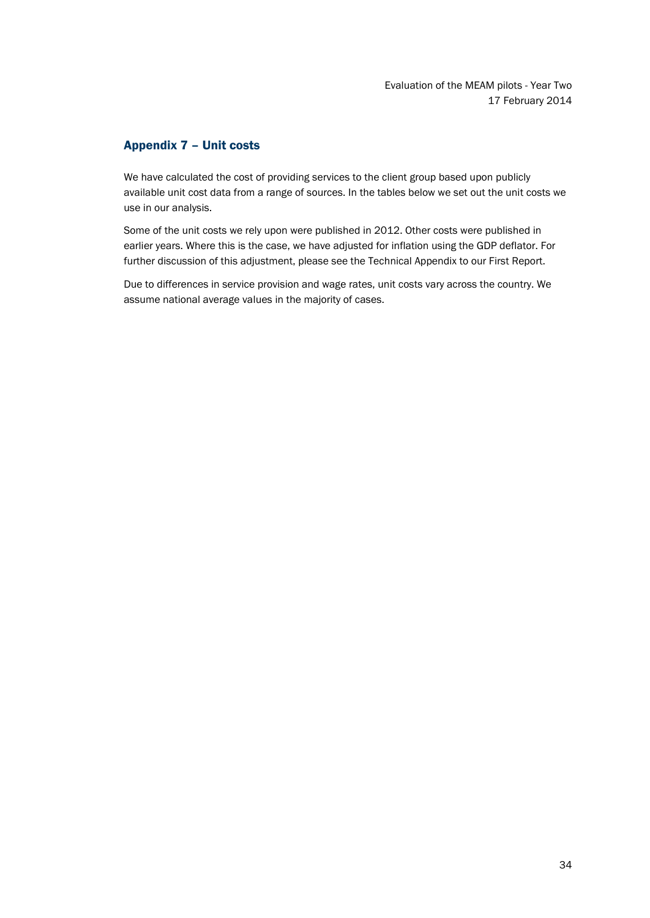## Appendix 7 – Unit costs

We have calculated the cost of providing services to the client group based upon publicly available unit cost data from a range of sources. In the tables below we set out the unit costs we use in our analysis.

Some of the unit costs we rely upon were published in 2012. Other costs were published in earlier years. Where this is the case, we have adjusted for inflation using the GDP deflator. For further discussion of this adjustment, please see the Technical Appendix to our First Report.

Due to differences in service provision and wage rates, unit costs vary across the country. We assume national average values in the majority of cases.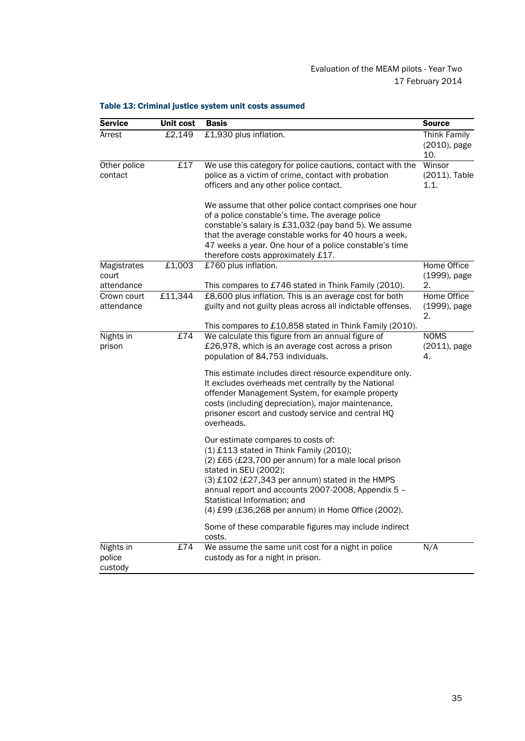**Table 13: Criminal justice system unit costs assumed**

| Service | Unit cost | Basis | Source |
|---|---|---|---|
| Arrest | £2,149 | £1,930 plus inflation. | Think Family (2010), page 10. |
| Other police contact | £17 | We use this category for police cautions, contact with the police as a victim of crime, contact with probation officers and any other police contact.<br><br>We assume that other police contact comprises one hour of a police constable's time. The average police constable's salary is £31,032 (pay band 5). We assume that the average constable works for 40 hours a week, 47 weeks a year. One hour of a police constable's time therefore costs approximately £17. | Winsor (2011). Table 1.1. |
| Magistrates court attendance | £1,003 | £760 plus inflation.<br><br>This compares to £746 stated in Think Family (2010). | Home Office (1999), page 2. |
| Crown court attendance | £11,344 | £8,600 plus inflation. This is an average cost for both guilty and not guilty pleas across all indictable offenses.<br><br>This compares to £10,858 stated in Think Family (2010). | Home Office (1999), page 2. |
| Nights in prison | £74 | We calculate this figure from an annual figure of £26,978, which is an average cost across a prison population of 84,753 individuals.<br><br>This estimate includes direct resource expenditure only. It excludes overheads met centrally by the National offender Management System, for example property costs (including depreciation), major maintenance, prisoner escort and custody service and central HQ overheads.<br><br>Our estimate compares to costs of:<br>(1) £113 stated in Think Family (2010);<br>(2) £65 (£23,700 per annum) for a male local prison stated in SEU (2002);<br>(3) £102 (£27,343 per annum) stated in the HMPS annual report and accounts 2007-2008, Appendix 5 – Statistical Information; and<br>(4) £99 (£36,268 per annum) in Home Office (2002).<br><br>Some of these comparable figures may include indirect costs. | NOMS (2011), page 4. |
| Nights in police custody | £74 | We assume the same unit cost for a night in police custody as for a night in prison. | N/A |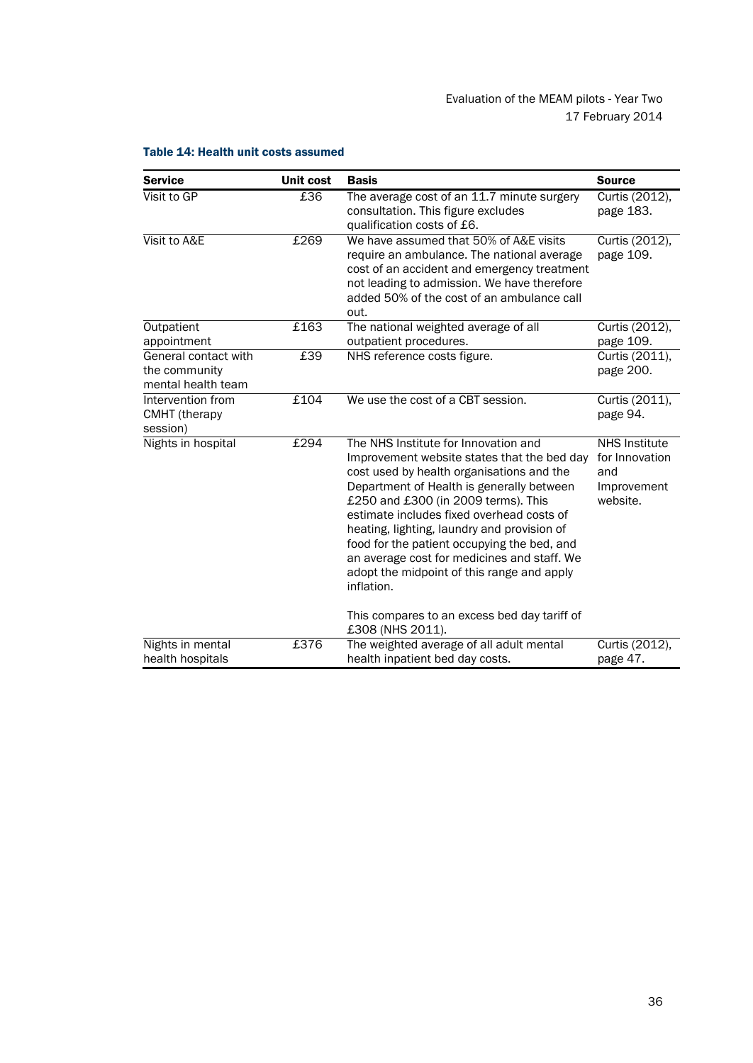**Table 14: Health unit costs assumed**

| Service | Unit cost | Basis | Source |
|---|---|---|---|
| Visit to GP | £36 | The average cost of an 11.7 minute surgery consultation. This figure excludes qualification costs of £6. | Curtis (2012), page 183. |
| Visit to A&E | £269 | We have assumed that 50% of A&E visits require an ambulance. The national average cost of an accident and emergency treatment not leading to admission. We have therefore added 50% of the cost of an ambulance call out. | Curtis (2012), page 109. |
| Outpatient appointment | £163 | The national weighted average of all outpatient procedures. | Curtis (2012), page 109. |
| General contact with the community mental health team | £39 | NHS reference costs figure. | Curtis (2011), page 200. |
| Intervention from CMHT (therapy session) | £104 | We use the cost of a CBT session. | Curtis (2011), page 94. |
| Nights in hospital | £294 | The NHS Institute for Innovation and Improvement website states that the bed day cost used by health organisations and the Department of Health is generally between £250 and £300 (in 2009 terms). This estimate includes fixed overhead costs of heating, lighting, laundry and provision of food for the patient occupying the bed, and an average cost for medicines and staff. We adopt the midpoint of this range and apply inflation.<br><br>This compares to an excess bed day tariff of £308 (NHS 2011). | NHS Institute for Innovation and Improvement website. |
| Nights in mental health hospitals | £376 | The weighted average of all adult mental health inpatient bed day costs. | Curtis (2012), page 47. |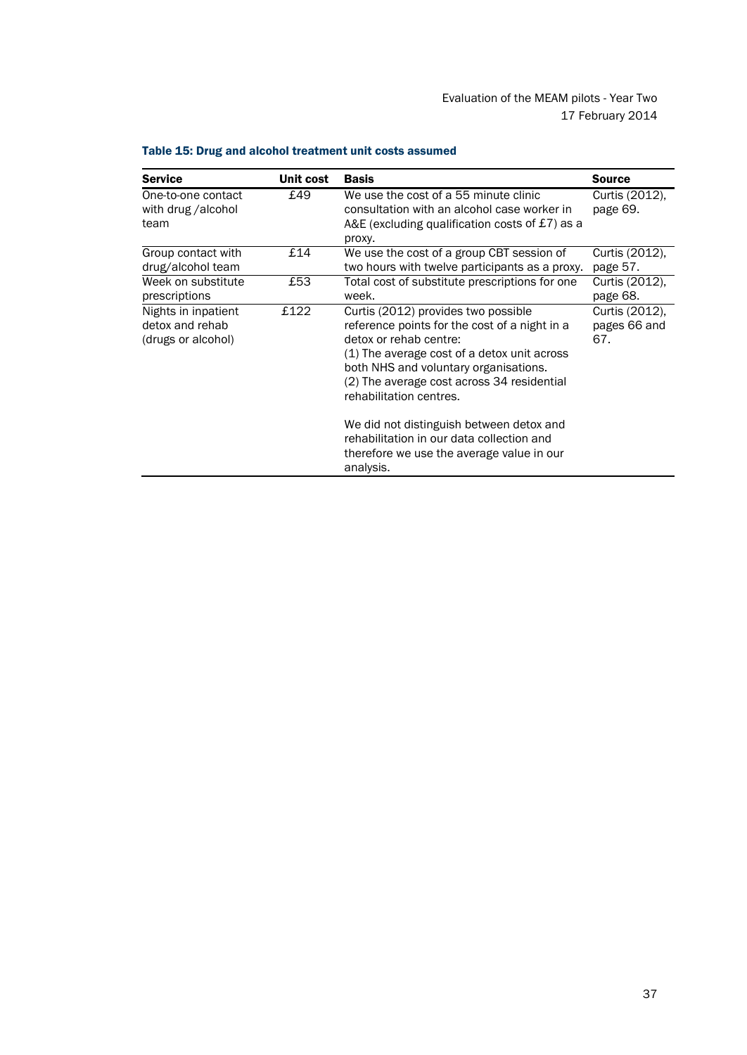**Table 15: Drug and alcohol treatment unit costs assumed**

| Service | Unit cost | Basis | Source |
|---|---|---|---|
| One-to-one contact with drug /alcohol team | £49 | We use the cost of a 55 minute clinic consultation with an alcohol case worker in A&E (excluding qualification costs of £7) as a proxy. | Curtis (2012), page 69. |
| Group contact with drug/alcohol team | £14 | We use the cost of a group CBT session of two hours with twelve participants as a proxy. | Curtis (2012), page 57. |
| Week on substitute prescriptions | £53 | Total cost of substitute prescriptions for one week. | Curtis (2012), page 68. |
| Nights in inpatient detox and rehab (drugs or alcohol) | £122 | Curtis (2012) provides two possible reference points for the cost of a night in a detox or rehab centre:<br>(1) The average cost of a detox unit across both NHS and voluntary organisations.<br>(2) The average cost across 34 residential rehabilitation centres.<br><br>We did not distinguish between detox and rehabilitation in our data collection and therefore we use the average value in our analysis. | Curtis (2012), pages 66 and 67. |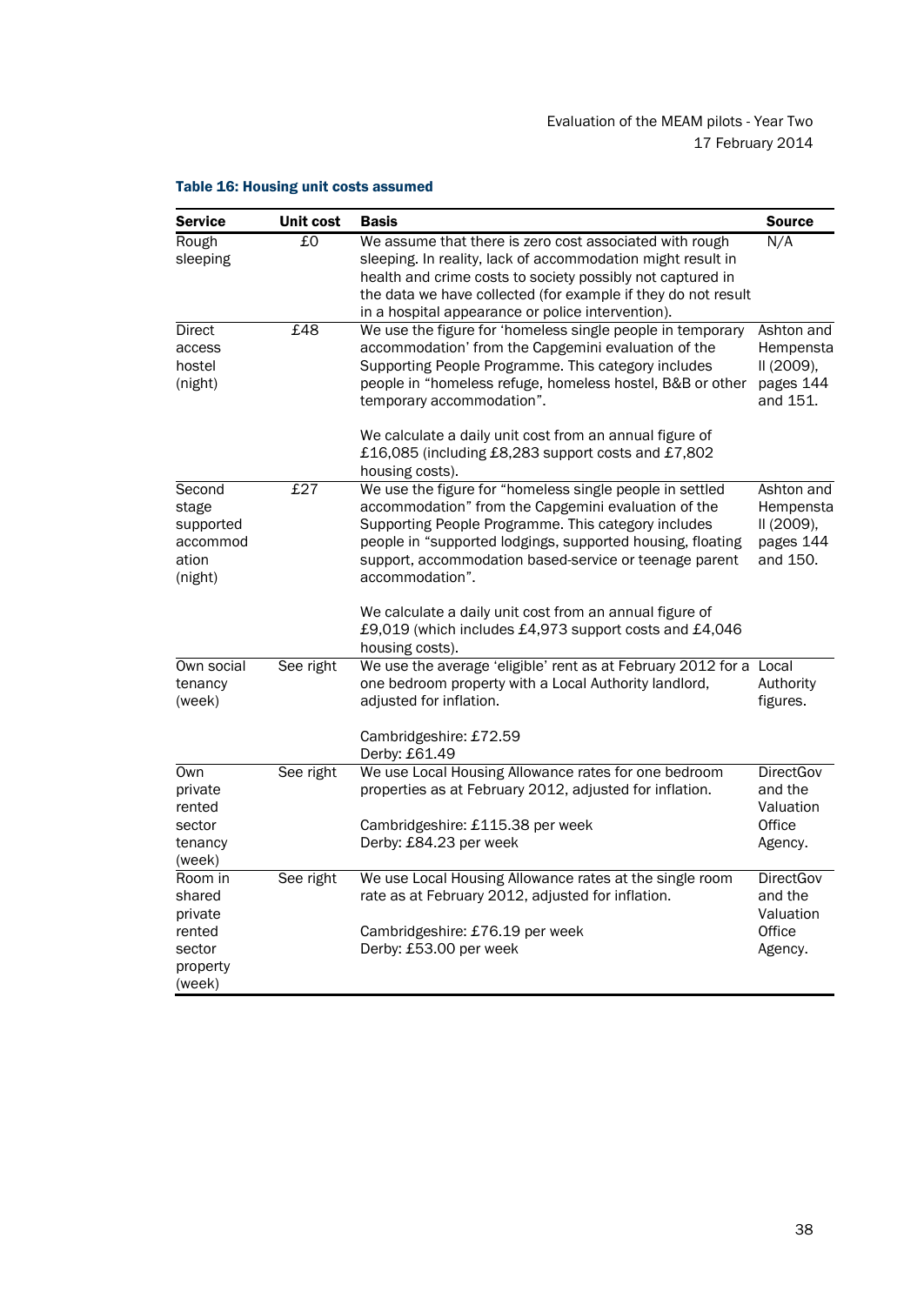**Table 16: Housing unit costs assumed**

| Service | Unit cost | Basis | Source |
|---|---|---|---|
| Rough sleeping | £0 | We assume that there is zero cost associated with rough sleeping. In reality, lack of accommodation might result in health and crime costs to society possibly not captured in the data we have collected (for example if they do not result in a hospital appearance or police intervention). | N/A |
| Direct access hostel (night) | £48 | We use the figure for 'homeless single people in temporary accommodation' from the Capgemini evaluation of the Supporting People Programme. This category includes people in "homeless refuge, homeless hostel, B&B or other temporary accommodation".<br><br>We calculate a daily unit cost from an annual figure of £16,085 (including £8,283 support costs and £7,802 housing costs). | Ashton and Hempensta ll (2009), pages 144 and 151. |
| Second stage supported accommodation (night) | £27 | We use the figure for "homeless single people in settled accommodation" from the Capgemini evaluation of the Supporting People Programme. This category includes people in "supported lodgings, supported housing, floating support, accommodation based-service or teenage parent accommodation".<br><br>We calculate a daily unit cost from an annual figure of £9,019 (which includes £4,973 support costs and £4,046 housing costs). | Ashton and Hempensta ll (2009), pages 144 and 150. |
| Own social tenancy (week) | See right | We use the average 'eligible' rent as at February 2012 for a one bedroom property with a Local Authority landlord, adjusted for inflation.<br><br>Cambridgeshire: £72.59<br>Derby: £61.49 | Local Authority figures. |
| Own private rented sector tenancy (week) | See right | We use Local Housing Allowance rates for one bedroom properties as at February 2012, adjusted for inflation.<br><br>Cambridgeshire: £115.38 per week<br>Derby: £84.23 per week | DirectGov and the Valuation Office Agency. |
| Room in shared private rented sector property (week) | See right | We use Local Housing Allowance rates at the single room rate as at February 2012, adjusted for inflation.<br><br>Cambridgeshire: £76.19 per week<br>Derby: £53.00 per week | DirectGov and the Valuation Office Agency. |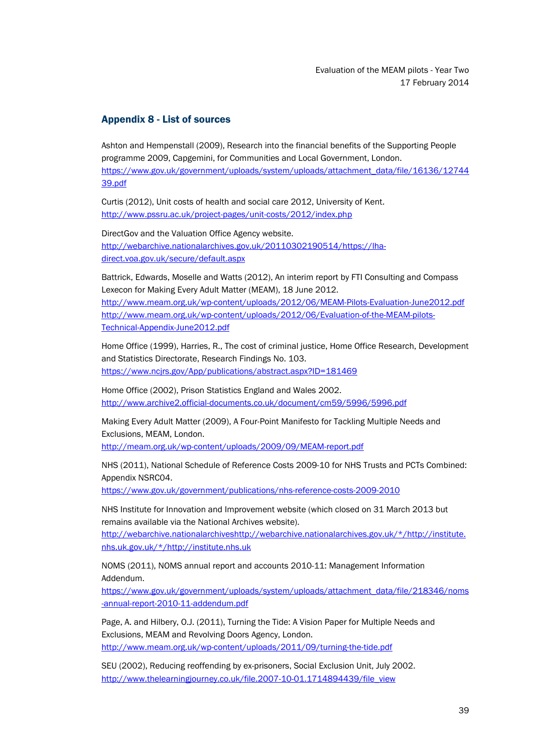## Appendix 8 - List of sources

Ashton and Hempenstall (2009), Research into the financial benefits of the Supporting People programme 2009, Capgemini, for Communities and Local Government, London. https://www.gov.uk/government/uploads/system/uploads/attachment_data/file/16136/1274439.pdf

Curtis (2012), Unit costs of health and social care 2012, University of Kent. http://www.pssru.ac.uk/project-pages/unit-costs/2012/index.php

DirectGov and the Valuation Office Agency website. http://webarchive.nationalarchives.gov.uk/20110302190514/https://lha-direct.voa.gov.uk/secure/default.aspx

Battrick, Edwards, Moselle and Watts (2012), An interim report by FTI Consulting and Compass Lexecon for Making Every Adult Matter (MEAM), 18 June 2012. http://www.meam.org.uk/wp-content/uploads/2012/06/MEAM-Pilots-Evaluation-June2012.pdf http://www.meam.org.uk/wp-content/uploads/2012/06/Evaluation-of-the-MEAM-pilots-Technical-Appendix-June2012.pdf

Home Office (1999), Harries, R., The cost of criminal justice, Home Office Research, Development and Statistics Directorate, Research Findings No. 103. https://www.ncjrs.gov/App/publications/abstract.aspx?ID=181469

Home Office (2002), Prison Statistics England and Wales 2002. http://www.archive2.official-documents.co.uk/document/cm59/5996/5996.pdf

Making Every Adult Matter (2009), A Four-Point Manifesto for Tackling Multiple Needs and Exclusions, MEAM, London. http://meam.org.uk/wp-content/uploads/2009/09/MEAM-report.pdf

NHS (2011), National Schedule of Reference Costs 2009-10 for NHS Trusts and PCTs Combined: Appendix NSRC04. https://www.gov.uk/government/publications/nhs-reference-costs-2009-2010

NHS Institute for Innovation and Improvement website (which closed on 31 March 2013 but remains available via the National Archives website). http://webarchive.nationalarchiveshttp://webarchive.nationalarchives.gov.uk/*/http://institute.nhs.uk.gov.uk/*/http://institute.nhs.uk

NOMS (2011), NOMS annual report and accounts 2010-11: Management Information Addendum. https://www.gov.uk/government/uploads/system/uploads/attachment_data/file/218346/noms-annual-report-2010-11-addendum.pdf

Page, A. and Hilbery, O.J. (2011), Turning the Tide: A Vision Paper for Multiple Needs and Exclusions, MEAM and Revolving Doors Agency, London. http://www.meam.org.uk/wp-content/uploads/2011/09/turning-the-tide.pdf

SEU (2002), Reducing reoffending by ex-prisoners, Social Exclusion Unit, July 2002. http://www.thelearningjourney.co.uk/file.2007-10-01.1714894439/file_view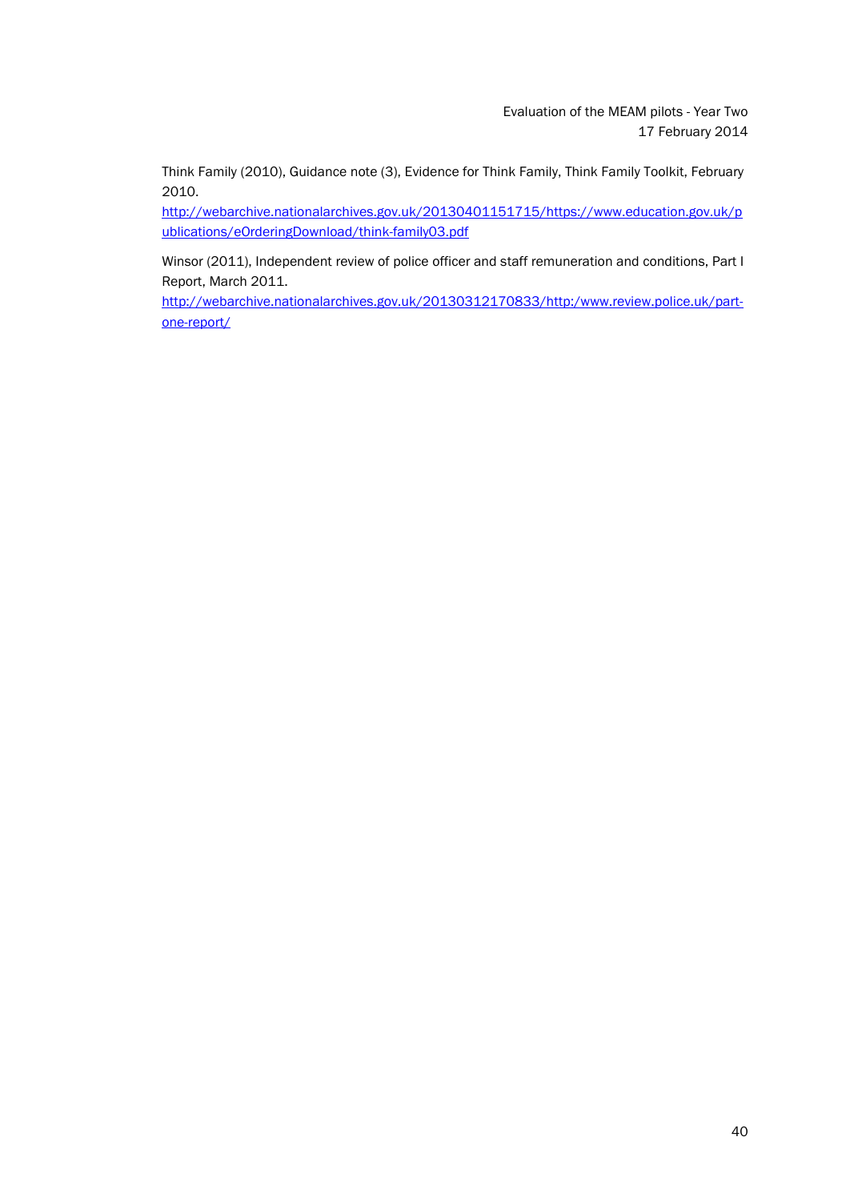Think Family (2010), Guidance note (3), Evidence for Think Family, Think Family Toolkit, February 2010.
http://webarchive.nationalarchives.gov.uk/20130401151715/https://www.education.gov.uk/publications/eOrderingDownload/think-family03.pdf

Winsor (2011), Independent review of police officer and staff remuneration and conditions, Part I Report, March 2011.
http://webarchive.nationalarchives.gov.uk/20130312170833/http:/www.review.police.uk/part-one-report/